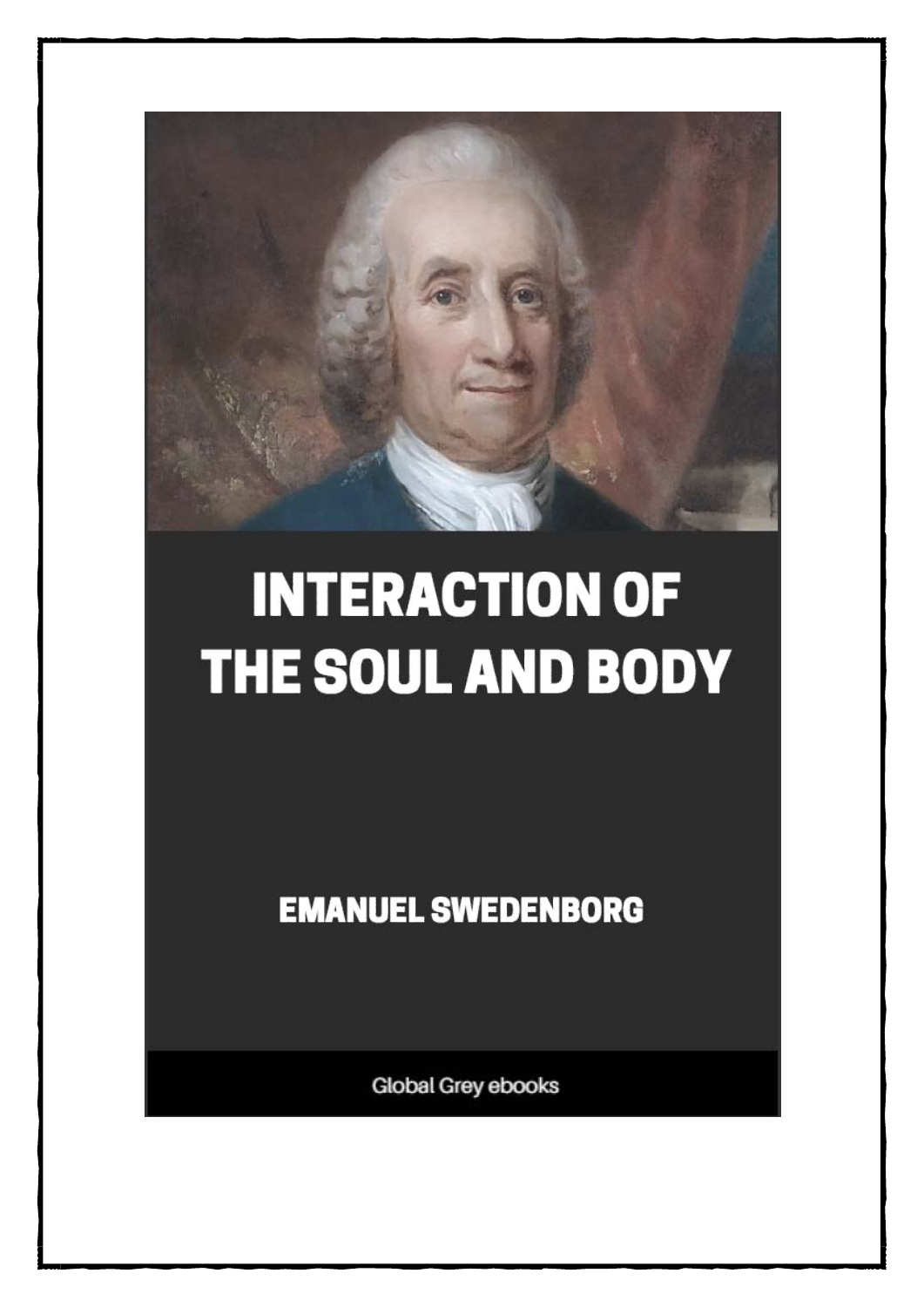# INTERACTION OF THE SOUL AND BODY

EMANUEL SWEDENBORG

Global Grey ebooks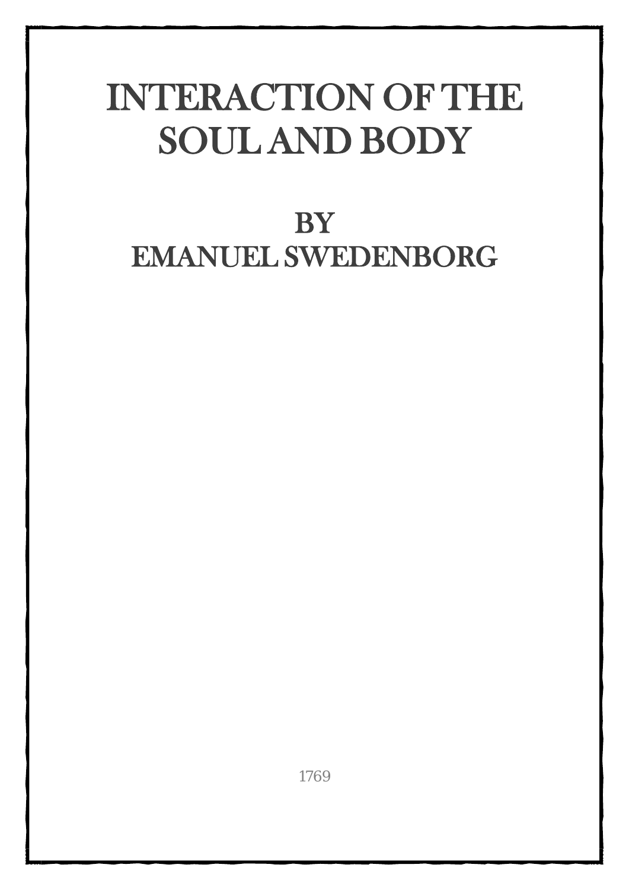# INTERACTION OF THE SOUL AND BODY

## BY
## EMANUEL SWEDENBORG

1769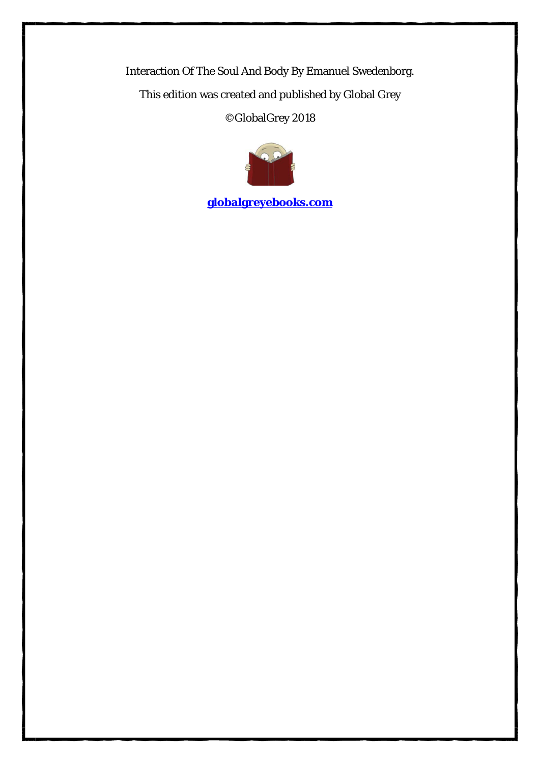Interaction Of The Soul And Body By Emanuel Swedenborg.

This edition was created and published by Global Grey

©GlobalGrey 2018

**globalgreyebooks.com**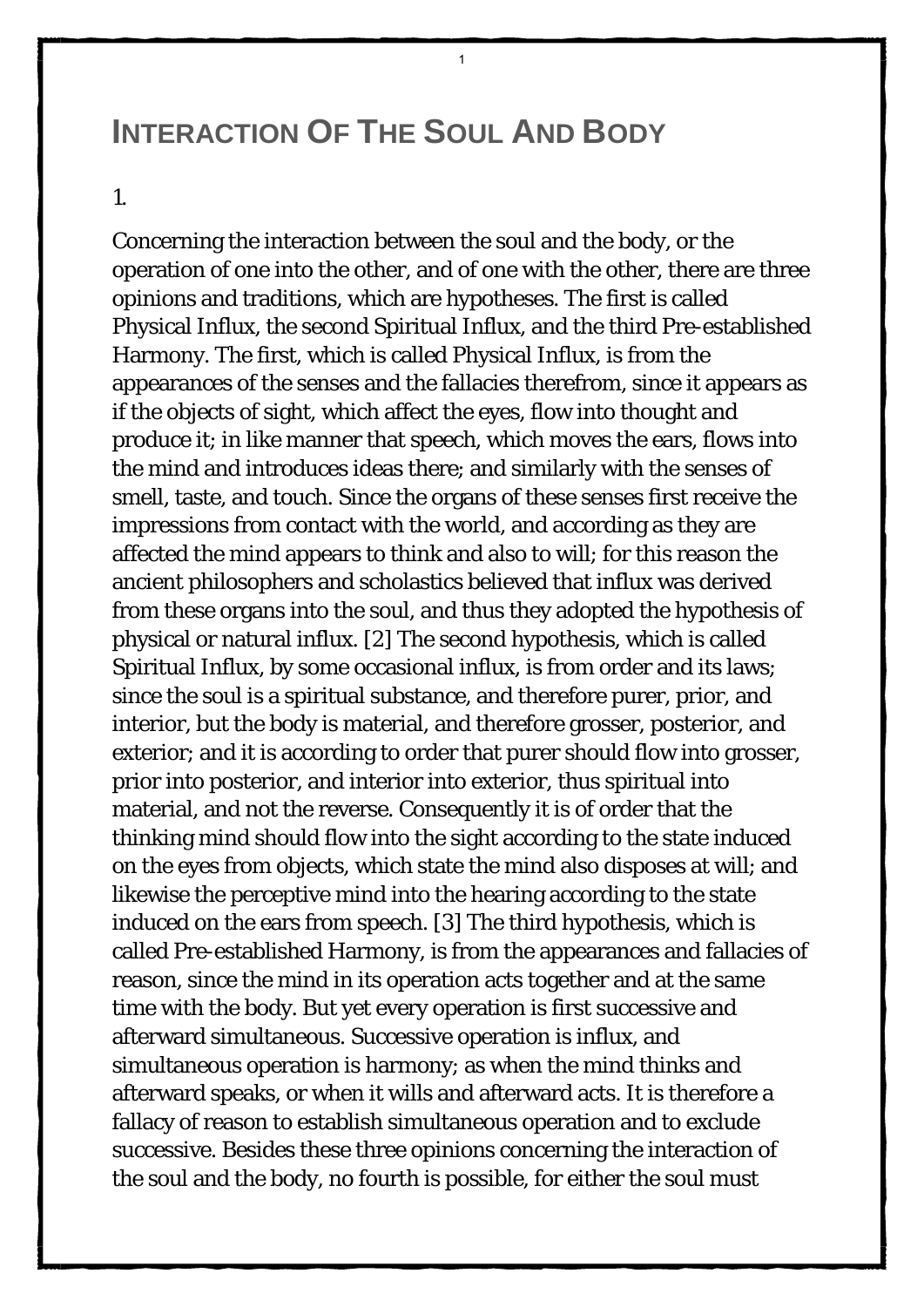# INTERACTION OF THE SOUL AND BODY

1.

Concerning the interaction between the soul and the body, or the operation of one into the other, and of one with the other, there are three opinions and traditions, which are hypotheses. The first is called Physical Influx, the second Spiritual Influx, and the third Pre-established Harmony. The first, which is called Physical Influx, is from the appearances of the senses and the fallacies therefrom, since it appears as if the objects of sight, which affect the eyes, flow into thought and produce it; in like manner that speech, which moves the ears, flows into the mind and introduces ideas there; and similarly with the senses of smell, taste, and touch. Since the organs of these senses first receive the impressions from contact with the world, and according as they are affected the mind appears to think and also to will; for this reason the ancient philosophers and scholastics believed that influx was derived from these organs into the soul, and thus they adopted the hypothesis of physical or natural influx. [2] The second hypothesis, which is called Spiritual Influx, by some occasional influx, is from order and its laws; since the soul is a spiritual substance, and therefore purer, prior, and interior, but the body is material, and therefore grosser, posterior, and exterior; and it is according to order that purer should flow into grosser, prior into posterior, and interior into exterior, thus spiritual into material, and not the reverse. Consequently it is of order that the thinking mind should flow into the sight according to the state induced on the eyes from objects, which state the mind also disposes at will; and likewise the perceptive mind into the hearing according to the state induced on the ears from speech. [3] The third hypothesis, which is called Pre-established Harmony, is from the appearances and fallacies of reason, since the mind in its operation acts together and at the same time with the body. But yet every operation is first successive and afterward simultaneous. Successive operation is influx, and simultaneous operation is harmony; as when the mind thinks and afterward speaks, or when it wills and afterward acts. It is therefore a fallacy of reason to establish simultaneous operation and to exclude successive. Besides these three opinions concerning the interaction of the soul and the body, no fourth is possible, for either the soul must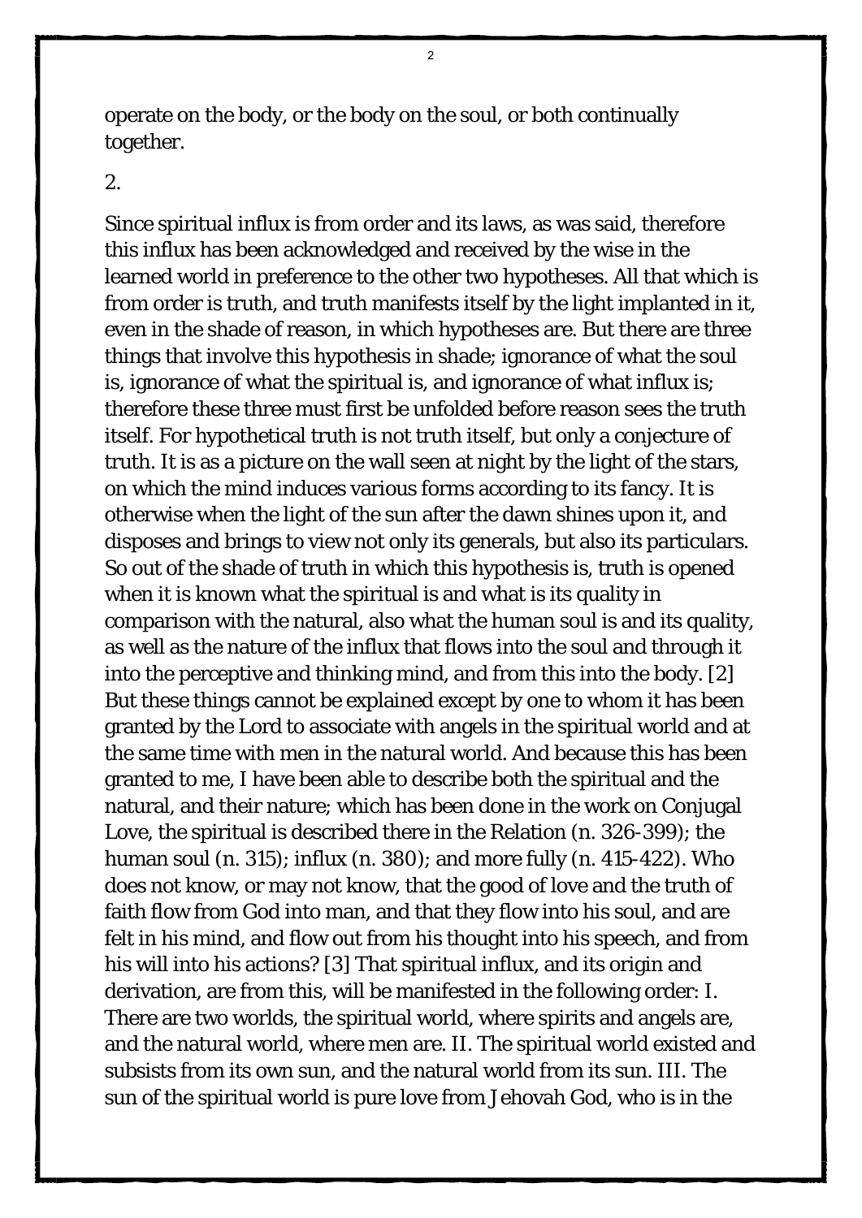operate on the body, or the body on the soul, or both continually together.

2.

Since spiritual influx is from order and its laws, as was said, therefore this influx has been acknowledged and received by the wise in the learned world in preference to the other two hypotheses. All that which is from order is truth, and truth manifests itself by the light implanted in it, even in the shade of reason, in which hypotheses are. But there are three things that involve this hypothesis in shade; ignorance of what the soul is, ignorance of what the spiritual is, and ignorance of what influx is; therefore these three must first be unfolded before reason sees the truth itself. For hypothetical truth is not truth itself, but only a conjecture of truth. It is as a picture on the wall seen at night by the light of the stars, on which the mind induces various forms according to its fancy. It is otherwise when the light of the sun after the dawn shines upon it, and disposes and brings to view not only its generals, but also its particulars. So out of the shade of truth in which this hypothesis is, truth is opened when it is known what the spiritual is and what is its quality in comparison with the natural, also what the human soul is and its quality, as well as the nature of the influx that flows into the soul and through it into the perceptive and thinking mind, and from this into the body. [2] But these things cannot be explained except by one to whom it has been granted by the Lord to associate with angels in the spiritual world and at the same time with men in the natural world. And because this has been granted to me, I have been able to describe both the spiritual and the natural, and their nature; which has been done in the work on Conjugal Love, the spiritual is described there in the Relation (n. 326-399); the human soul (n. 315); influx (n. 380); and more fully (n. 415-422). Who does not know, or may not know, that the good of love and the truth of faith flow from God into man, and that they flow into his soul, and are felt in his mind, and flow out from his thought into his speech, and from his will into his actions? [3] That spiritual influx, and its origin and derivation, are from this, will be manifested in the following order: I. There are two worlds, the spiritual world, where spirits and angels are, and the natural world, where men are. II. The spiritual world existed and subsists from its own sun, and the natural world from its sun. III. The sun of the spiritual world is pure love from Jehovah God, who is in the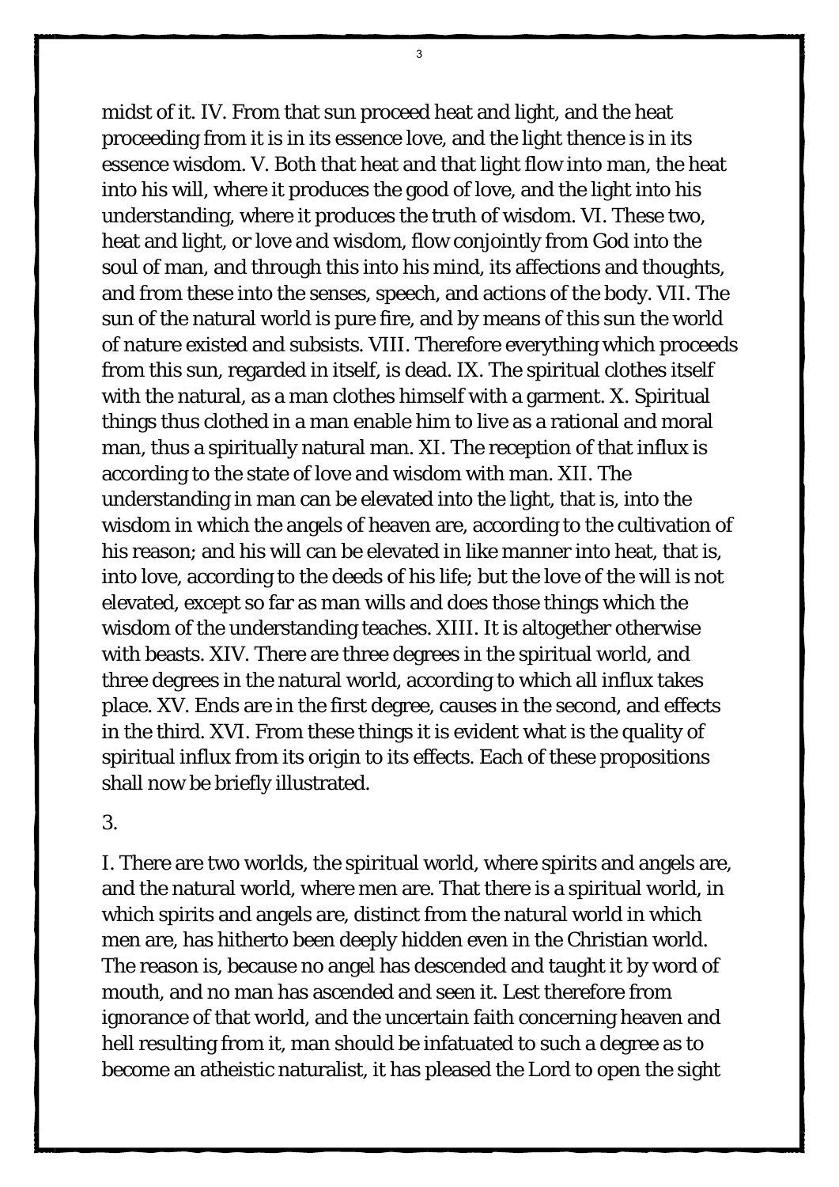midst of it. IV. From that sun proceed heat and light, and the heat proceeding from it is in its essence love, and the light thence is in its essence wisdom. V. Both that heat and that light flow into man, the heat into his will, where it produces the good of love, and the light into his understanding, where it produces the truth of wisdom. VI. These two, heat and light, or love and wisdom, flow conjointly from God into the soul of man, and through this into his mind, its affections and thoughts, and from these into the senses, speech, and actions of the body. VII. The sun of the natural world is pure fire, and by means of this sun the world of nature existed and subsists. VIII. Therefore everything which proceeds from this sun, regarded in itself, is dead. IX. The spiritual clothes itself with the natural, as a man clothes himself with a garment. X. Spiritual things thus clothed in a man enable him to live as a rational and moral man, thus a spiritually natural man. XI. The reception of that influx is according to the state of love and wisdom with man. XII. The understanding in man can be elevated into the light, that is, into the wisdom in which the angels of heaven are, according to the cultivation of his reason; and his will can be elevated in like manner into heat, that is, into love, according to the deeds of his life; but the love of the will is not elevated, except so far as man wills and does those things which the wisdom of the understanding teaches. XIII. It is altogether otherwise with beasts. XIV. There are three degrees in the spiritual world, and three degrees in the natural world, according to which all influx takes place. XV. Ends are in the first degree, causes in the second, and effects in the third. XVI. From these things it is evident what is the quality of spiritual influx from its origin to its effects. Each of these propositions shall now be briefly illustrated.

3.

I. There are two worlds, the spiritual world, where spirits and angels are, and the natural world, where men are. That there is a spiritual world, in which spirits and angels are, distinct from the natural world in which men are, has hitherto been deeply hidden even in the Christian world. The reason is, because no angel has descended and taught it by word of mouth, and no man has ascended and seen it. Lest therefore from ignorance of that world, and the uncertain faith concerning heaven and hell resulting from it, man should be infatuated to such a degree as to become an atheistic naturalist, it has pleased the Lord to open the sight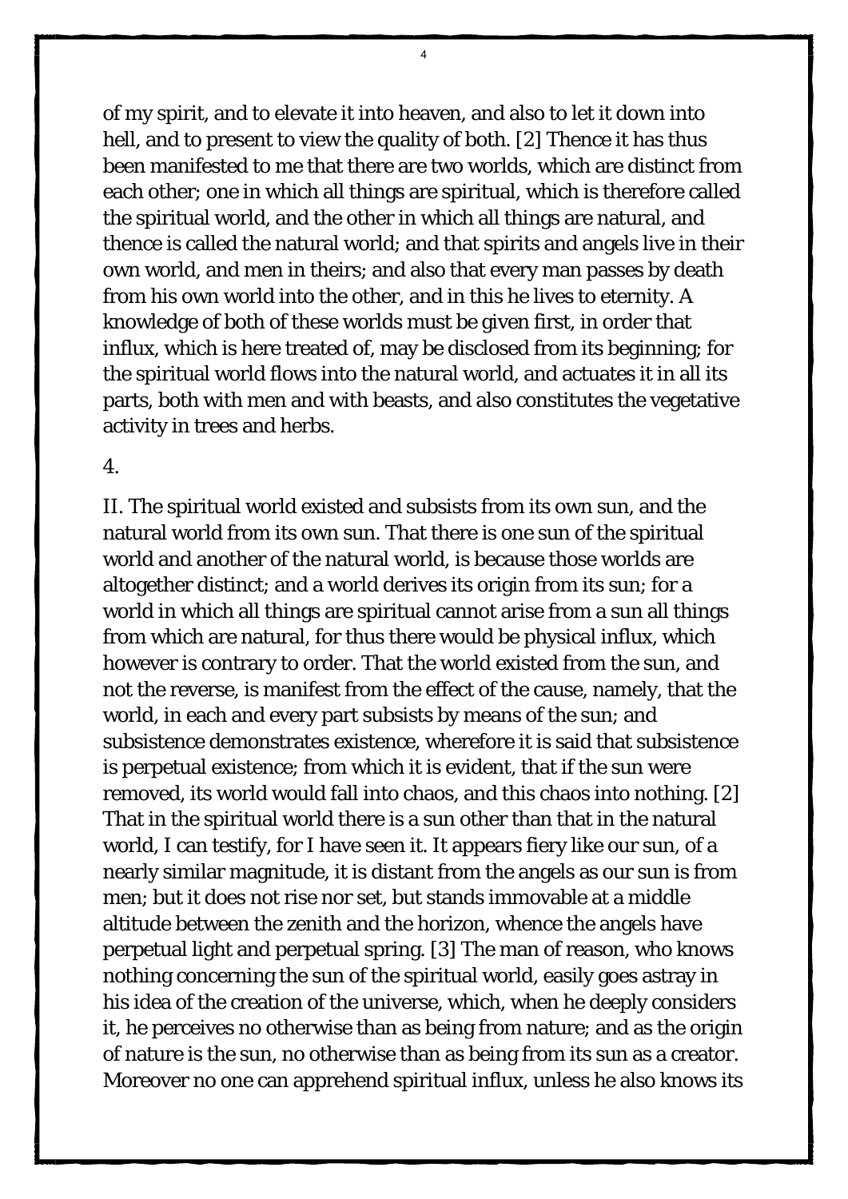of my spirit, and to elevate it into heaven, and also to let it down into hell, and to present to view the quality of both. [2] Thence it has thus been manifested to me that there are two worlds, which are distinct from each other; one in which all things are spiritual, which is therefore called the spiritual world, and the other in which all things are natural, and thence is called the natural world; and that spirits and angels live in their own world, and men in theirs; and also that every man passes by death from his own world into the other, and in this he lives to eternity. A knowledge of both of these worlds must be given first, in order that influx, which is here treated of, may be disclosed from its beginning; for the spiritual world flows into the natural world, and actuates it in all its parts, both with men and with beasts, and also constitutes the vegetative activity in trees and herbs.

4.

II. The spiritual world existed and subsists from its own sun, and the natural world from its own sun. That there is one sun of the spiritual world and another of the natural world, is because those worlds are altogether distinct; and a world derives its origin from its sun; for a world in which all things are spiritual cannot arise from a sun all things from which are natural, for thus there would be physical influx, which however is contrary to order. That the world existed from the sun, and not the reverse, is manifest from the effect of the cause, namely, that the world, in each and every part subsists by means of the sun; and subsistence demonstrates existence, wherefore it is said that subsistence is perpetual existence; from which it is evident, that if the sun were removed, its world would fall into chaos, and this chaos into nothing. [2] That in the spiritual world there is a sun other than that in the natural world, I can testify, for I have seen it. It appears fiery like our sun, of a nearly similar magnitude, it is distant from the angels as our sun is from men; but it does not rise nor set, but stands immovable at a middle altitude between the zenith and the horizon, whence the angels have perpetual light and perpetual spring. [3] The man of reason, who knows nothing concerning the sun of the spiritual world, easily goes astray in his idea of the creation of the universe, which, when he deeply considers it, he perceives no otherwise than as being from nature; and as the origin of nature is the sun, no otherwise than as being from its sun as a creator. Moreover no one can apprehend spiritual influx, unless he also knows its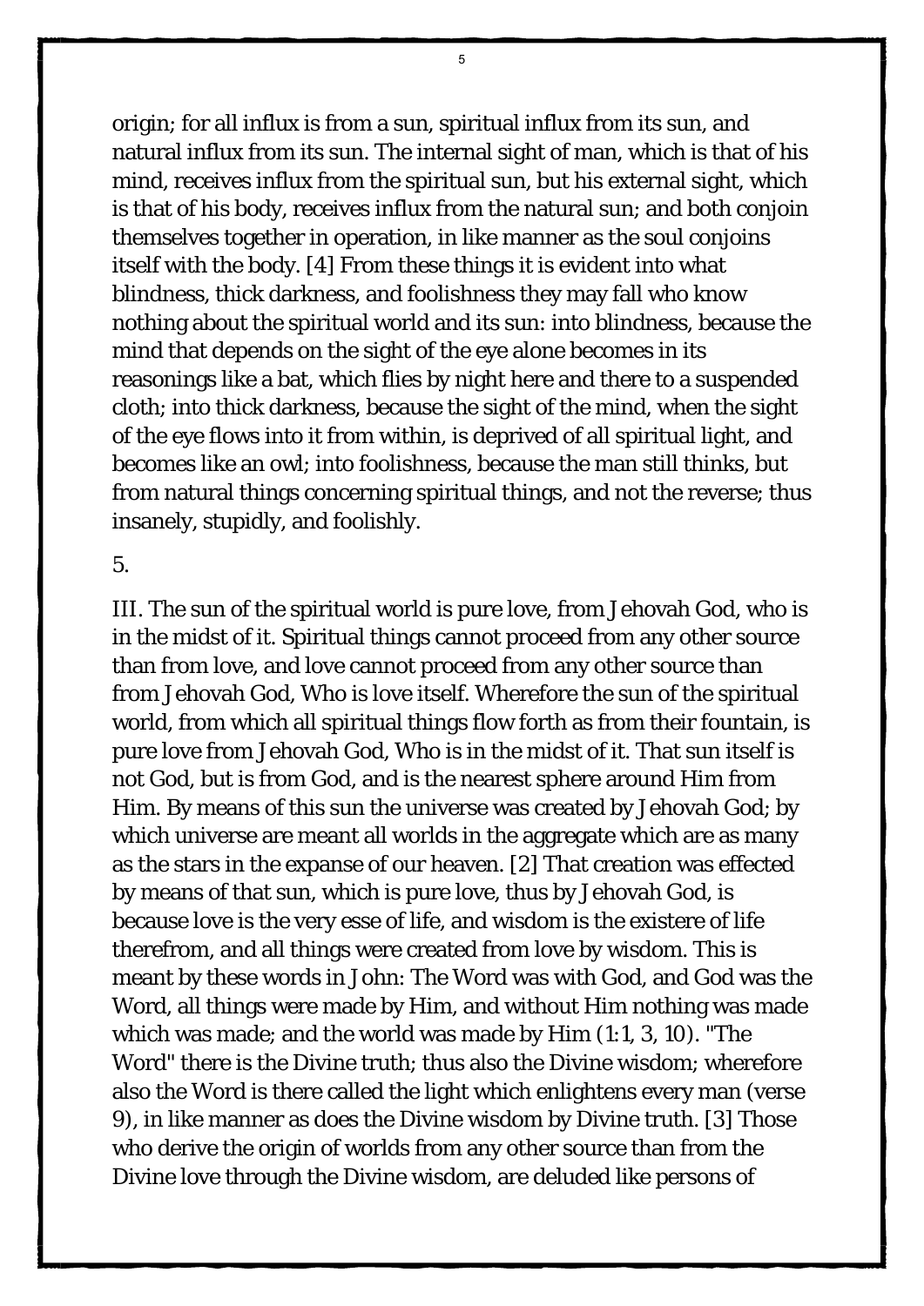origin; for all influx is from a sun, spiritual influx from its sun, and natural influx from its sun. The internal sight of man, which is that of his mind, receives influx from the spiritual sun, but his external sight, which is that of his body, receives influx from the natural sun; and both conjoin themselves together in operation, in like manner as the soul conjoins itself with the body. [4] From these things it is evident into what blindness, thick darkness, and foolishness they may fall who know nothing about the spiritual world and its sun: into blindness, because the mind that depends on the sight of the eye alone becomes in its reasonings like a bat, which flies by night here and there to a suspended cloth; into thick darkness, because the sight of the mind, when the sight of the eye flows into it from within, is deprived of all spiritual light, and becomes like an owl; into foolishness, because the man still thinks, but from natural things concerning spiritual things, and not the reverse; thus insanely, stupidly, and foolishly.

5.

III. The sun of the spiritual world is pure love, from Jehovah God, who is in the midst of it. Spiritual things cannot proceed from any other source than from love, and love cannot proceed from any other source than from Jehovah God, Who is love itself. Wherefore the sun of the spiritual world, from which all spiritual things flow forth as from their fountain, is pure love from Jehovah God, Who is in the midst of it. That sun itself is not God, but is from God, and is the nearest sphere around Him from Him. By means of this sun the universe was created by Jehovah God; by which universe are meant all worlds in the aggregate which are as many as the stars in the expanse of our heaven. [2] That creation was effected by means of that sun, which is pure love, thus by Jehovah God, is because love is the very esse of life, and wisdom is the existere of life therefrom, and all things were created from love by wisdom. This is meant by these words in John: The Word was with God, and God was the Word, all things were made by Him, and without Him nothing was made which was made; and the world was made by Him (1:1, 3, 10). "The Word" there is the Divine truth; thus also the Divine wisdom; wherefore also the Word is there called the light which enlightens every man (verse 9), in like manner as does the Divine wisdom by Divine truth. [3] Those who derive the origin of worlds from any other source than from the Divine love through the Divine wisdom, are deluded like persons of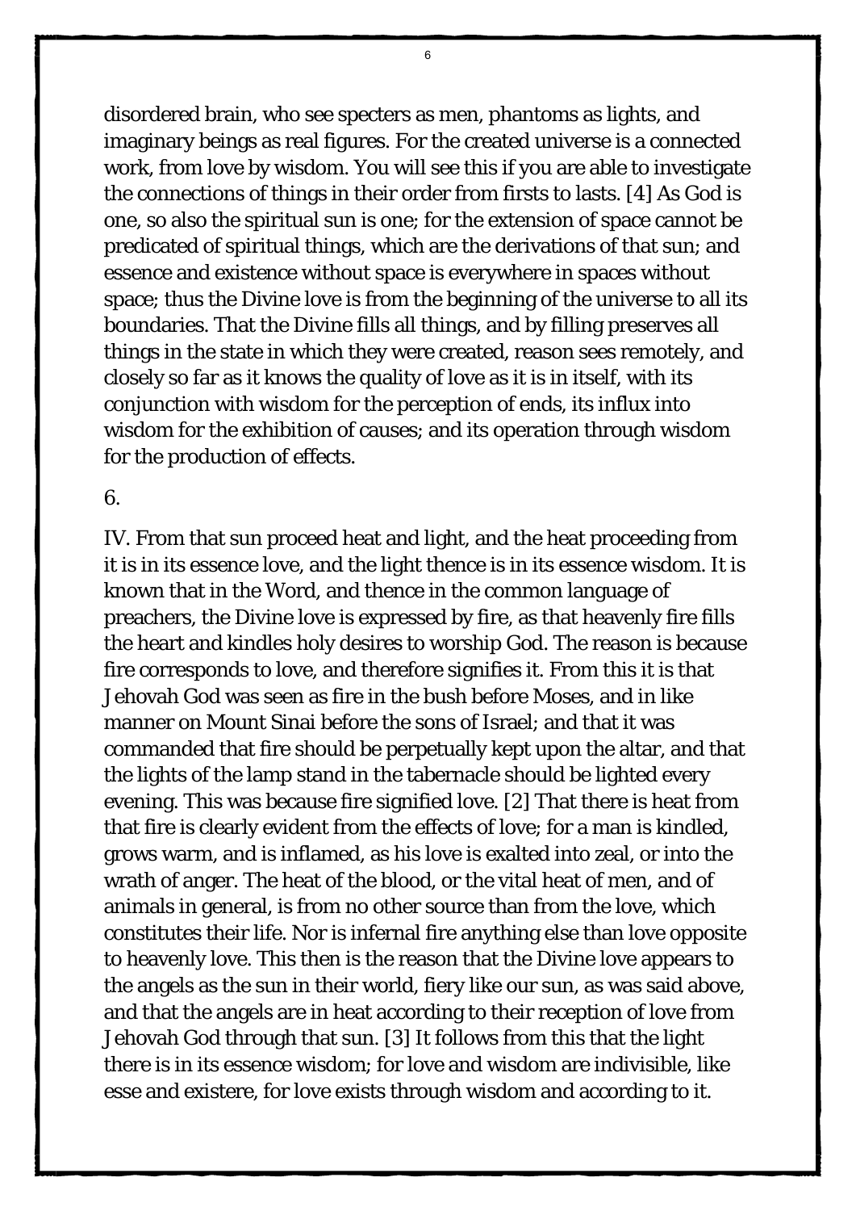disordered brain, who see specters as men, phantoms as lights, and imaginary beings as real figures. For the created universe is a connected work, from love by wisdom. You will see this if you are able to investigate the connections of things in their order from firsts to lasts. [4] As God is one, so also the spiritual sun is one; for the extension of space cannot be predicated of spiritual things, which are the derivations of that sun; and essence and existence without space is everywhere in spaces without space; thus the Divine love is from the beginning of the universe to all its boundaries. That the Divine fills all things, and by filling preserves all things in the state in which they were created, reason sees remotely, and closely so far as it knows the quality of love as it is in itself, with its conjunction with wisdom for the perception of ends, its influx into wisdom for the exhibition of causes; and its operation through wisdom for the production of effects.

6.

IV. From that sun proceed heat and light, and the heat proceeding from it is in its essence love, and the light thence is in its essence wisdom. It is known that in the Word, and thence in the common language of preachers, the Divine love is expressed by fire, as that heavenly fire fills the heart and kindles holy desires to worship God. The reason is because fire corresponds to love, and therefore signifies it. From this it is that Jehovah God was seen as fire in the bush before Moses, and in like manner on Mount Sinai before the sons of Israel; and that it was commanded that fire should be perpetually kept upon the altar, and that the lights of the lamp stand in the tabernacle should be lighted every evening. This was because fire signified love. [2] That there is heat from that fire is clearly evident from the effects of love; for a man is kindled, grows warm, and is inflamed, as his love is exalted into zeal, or into the wrath of anger. The heat of the blood, or the vital heat of men, and of animals in general, is from no other source than from the love, which constitutes their life. Nor is infernal fire anything else than love opposite to heavenly love. This then is the reason that the Divine love appears to the angels as the sun in their world, fiery like our sun, as was said above, and that the angels are in heat according to their reception of love from Jehovah God through that sun. [3] It follows from this that the light there is in its essence wisdom; for love and wisdom are indivisible, like esse and existere, for love exists through wisdom and according to it.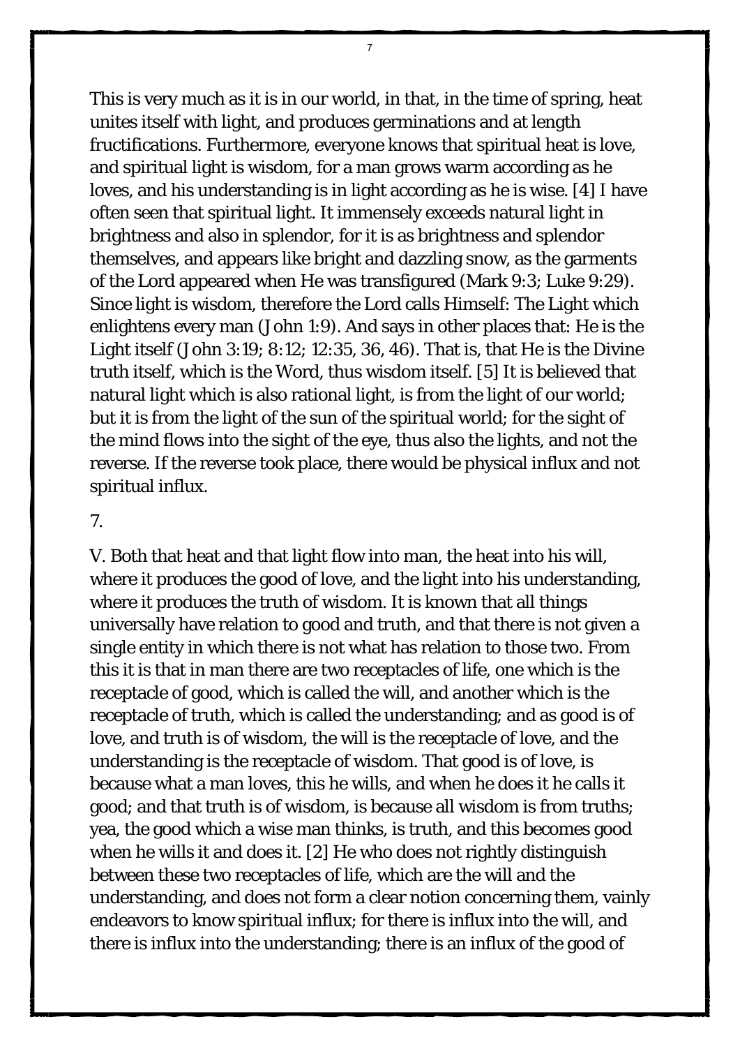This is very much as it is in our world, in that, in the time of spring, heat unites itself with light, and produces germinations and at length fructifications. Furthermore, everyone knows that spiritual heat is love, and spiritual light is wisdom, for a man grows warm according as he loves, and his understanding is in light according as he is wise. [4] I have often seen that spiritual light. It immensely exceeds natural light in brightness and also in splendor, for it is as brightness and splendor themselves, and appears like bright and dazzling snow, as the garments of the Lord appeared when He was transfigured (Mark 9:3; Luke 9:29). Since light is wisdom, therefore the Lord calls Himself: The Light which enlightens every man (John 1:9). And says in other places that: He is the Light itself (John 3:19; 8:12; 12:35, 36, 46). That is, that He is the Divine truth itself, which is the Word, thus wisdom itself. [5] It is believed that natural light which is also rational light, is from the light of our world; but it is from the light of the sun of the spiritual world; for the sight of the mind flows into the sight of the eye, thus also the lights, and not the reverse. If the reverse took place, there would be physical influx and not spiritual influx.

7.

V. Both that heat and that light flow into man, the heat into his will, where it produces the good of love, and the light into his understanding, where it produces the truth of wisdom. It is known that all things universally have relation to good and truth, and that there is not given a single entity in which there is not what has relation to those two. From this it is that in man there are two receptacles of life, one which is the receptacle of good, which is called the will, and another which is the receptacle of truth, which is called the understanding; and as good is of love, and truth is of wisdom, the will is the receptacle of love, and the understanding is the receptacle of wisdom. That good is of love, is because what a man loves, this he wills, and when he does it he calls it good; and that truth is of wisdom, is because all wisdom is from truths; yea, the good which a wise man thinks, is truth, and this becomes good when he wills it and does it. [2] He who does not rightly distinguish between these two receptacles of life, which are the will and the understanding, and does not form a clear notion concerning them, vainly endeavors to know spiritual influx; for there is influx into the will, and there is influx into the understanding; there is an influx of the good of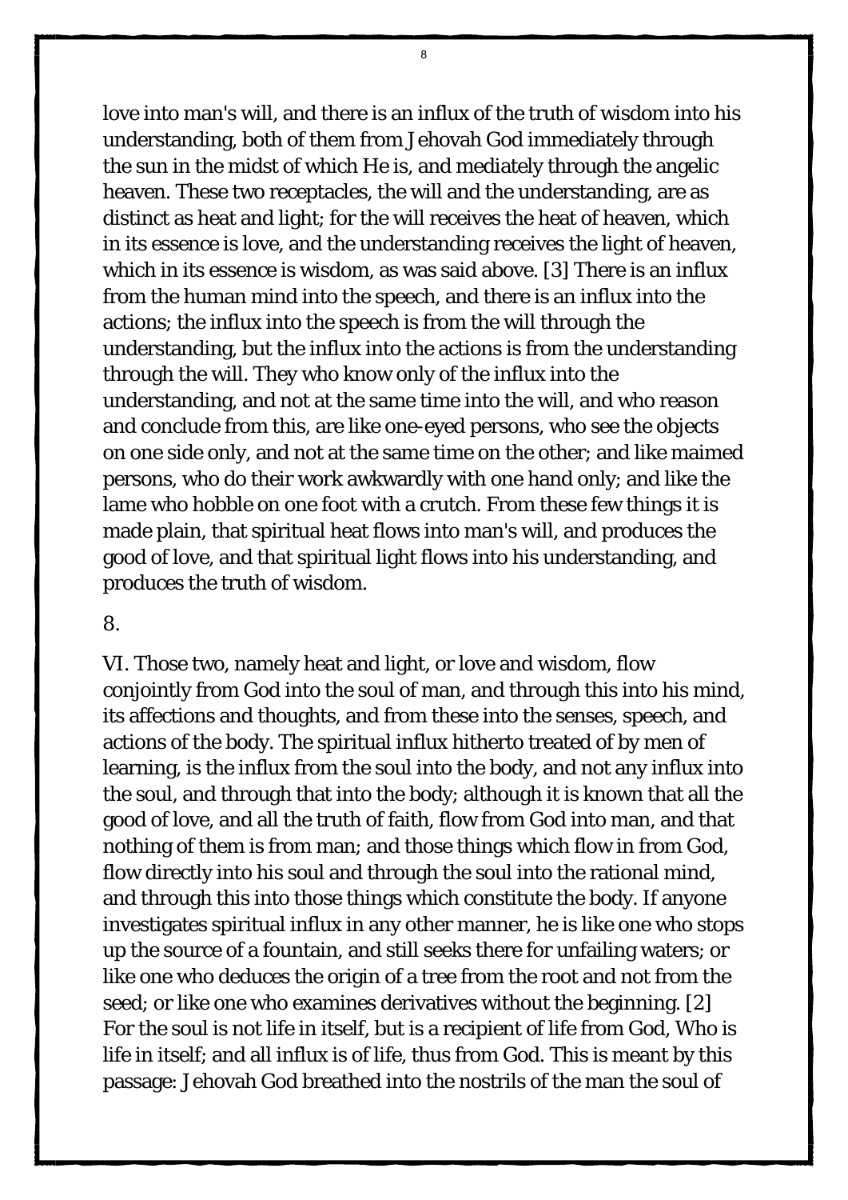love into man's will, and there is an influx of the truth of wisdom into his understanding, both of them from Jehovah God immediately through the sun in the midst of which He is, and mediately through the angelic heaven. These two receptacles, the will and the understanding, are as distinct as heat and light; for the will receives the heat of heaven, which in its essence is love, and the understanding receives the light of heaven, which in its essence is wisdom, as was said above. [3] There is an influx from the human mind into the speech, and there is an influx into the actions; the influx into the speech is from the will through the understanding, but the influx into the actions is from the understanding through the will. They who know only of the influx into the understanding, and not at the same time into the will, and who reason and conclude from this, are like one-eyed persons, who see the objects on one side only, and not at the same time on the other; and like maimed persons, who do their work awkwardly with one hand only; and like the lame who hobble on one foot with a crutch. From these few things it is made plain, that spiritual heat flows into man's will, and produces the good of love, and that spiritual light flows into his understanding, and produces the truth of wisdom.

8.

VI. Those two, namely heat and light, or love and wisdom, flow conjointly from God into the soul of man, and through this into his mind, its affections and thoughts, and from these into the senses, speech, and actions of the body. The spiritual influx hitherto treated of by men of learning, is the influx from the soul into the body, and not any influx into the soul, and through that into the body; although it is known that all the good of love, and all the truth of faith, flow from God into man, and that nothing of them is from man; and those things which flow in from God, flow directly into his soul and through the soul into the rational mind, and through this into those things which constitute the body. If anyone investigates spiritual influx in any other manner, he is like one who stops up the source of a fountain, and still seeks there for unfailing waters; or like one who deduces the origin of a tree from the root and not from the seed; or like one who examines derivatives without the beginning. [2] For the soul is not life in itself, but is a recipient of life from God, Who is life in itself; and all influx is of life, thus from God. This is meant by this passage: Jehovah God breathed into the nostrils of the man the soul of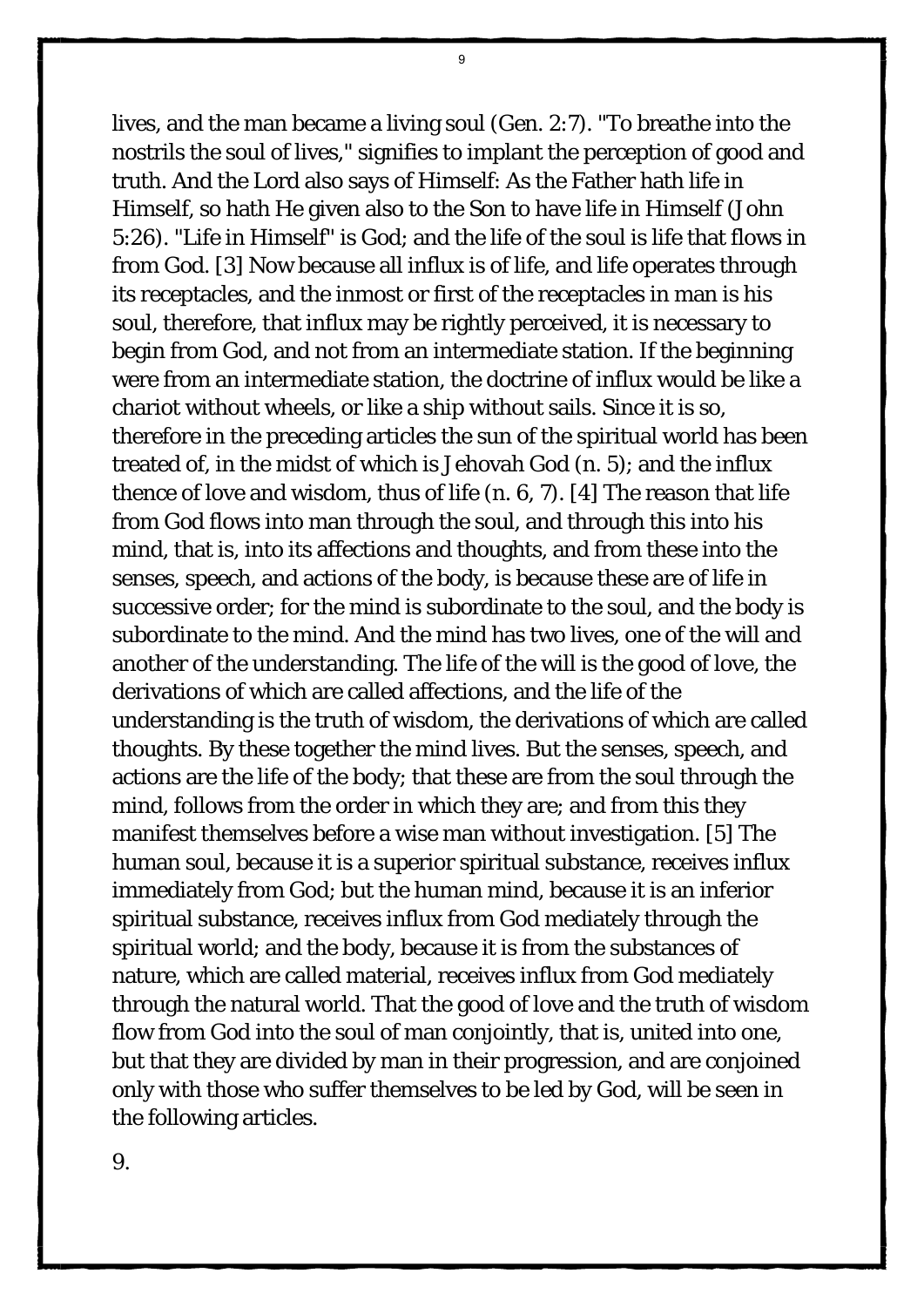lives, and the man became a living soul (Gen. 2:7). "To breathe into the nostrils the soul of lives," signifies to implant the perception of good and truth. And the Lord also says of Himself: As the Father hath life in Himself, so hath He given also to the Son to have life in Himself (John 5:26). "Life in Himself" is God; and the life of the soul is life that flows in from God. [3] Now because all influx is of life, and life operates through its receptacles, and the inmost or first of the receptacles in man is his soul, therefore, that influx may be rightly perceived, it is necessary to begin from God, and not from an intermediate station. If the beginning were from an intermediate station, the doctrine of influx would be like a chariot without wheels, or like a ship without sails. Since it is so, therefore in the preceding articles the sun of the spiritual world has been treated of, in the midst of which is Jehovah God (n. 5); and the influx thence of love and wisdom, thus of life (n. 6, 7). [4] The reason that life from God flows into man through the soul, and through this into his mind, that is, into its affections and thoughts, and from these into the senses, speech, and actions of the body, is because these are of life in successive order; for the mind is subordinate to the soul, and the body is subordinate to the mind. And the mind has two lives, one of the will and another of the understanding. The life of the will is the good of love, the derivations of which are called affections, and the life of the understanding is the truth of wisdom, the derivations of which are called thoughts. By these together the mind lives. But the senses, speech, and actions are the life of the body; that these are from the soul through the mind, follows from the order in which they are; and from this they manifest themselves before a wise man without investigation. [5] The human soul, because it is a superior spiritual substance, receives influx immediately from God; but the human mind, because it is an inferior spiritual substance, receives influx from God mediately through the spiritual world; and the body, because it is from the substances of nature, which are called material, receives influx from God mediately through the natural world. That the good of love and the truth of wisdom flow from God into the soul of man conjointly, that is, united into one, but that they are divided by man in their progression, and are conjoined only with those who suffer themselves to be led by God, will be seen in the following articles.

9.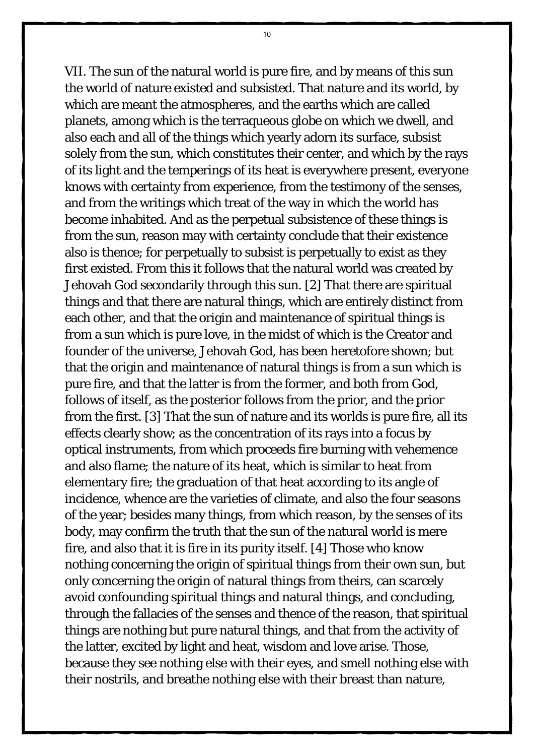VII. The sun of the natural world is pure fire, and by means of this sun the world of nature existed and subsisted. That nature and its world, by which are meant the atmospheres, and the earths which are called planets, among which is the terraqueous globe on which we dwell, and also each and all of the things which yearly adorn its surface, subsist solely from the sun, which constitutes their center, and which by the rays of its light and the temperings of its heat is everywhere present, everyone knows with certainty from experience, from the testimony of the senses, and from the writings which treat of the way in which the world has become inhabited. And as the perpetual subsistence of these things is from the sun, reason may with certainty conclude that their existence also is thence; for perpetually to subsist is perpetually to exist as they first existed. From this it follows that the natural world was created by Jehovah God secondarily through this sun. [2] That there are spiritual things and that there are natural things, which are entirely distinct from each other, and that the origin and maintenance of spiritual things is from a sun which is pure love, in the midst of which is the Creator and founder of the universe, Jehovah God, has been heretofore shown; but that the origin and maintenance of natural things is from a sun which is pure fire, and that the latter is from the former, and both from God, follows of itself, as the posterior follows from the prior, and the prior from the first. [3] That the sun of nature and its worlds is pure fire, all its effects clearly show; as the concentration of its rays into a focus by optical instruments, from which proceeds fire burning with vehemence and also flame; the nature of its heat, which is similar to heat from elementary fire; the graduation of that heat according to its angle of incidence, whence are the varieties of climate, and also the four seasons of the year; besides many things, from which reason, by the senses of its body, may confirm the truth that the sun of the natural world is mere fire, and also that it is fire in its purity itself. [4] Those who know nothing concerning the origin of spiritual things from their own sun, but only concerning the origin of natural things from theirs, can scarcely avoid confounding spiritual things and natural things, and concluding, through the fallacies of the senses and thence of the reason, that spiritual things are nothing but pure natural things, and that from the activity of the latter, excited by light and heat, wisdom and love arise. Those, because they see nothing else with their eyes, and smell nothing else with their nostrils, and breathe nothing else with their breast than nature,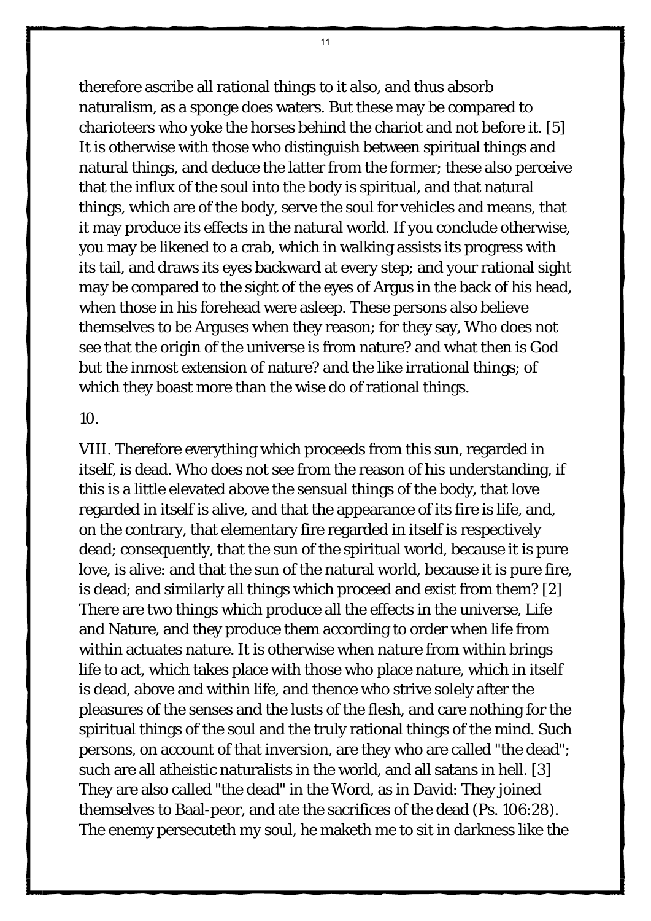therefore ascribe all rational things to it also, and thus absorb naturalism, as a sponge does waters. But these may be compared to charioteers who yoke the horses behind the chariot and not before it. [5] It is otherwise with those who distinguish between spiritual things and natural things, and deduce the latter from the former; these also perceive that the influx of the soul into the body is spiritual, and that natural things, which are of the body, serve the soul for vehicles and means, that it may produce its effects in the natural world. If you conclude otherwise, you may be likened to a crab, which in walking assists its progress with its tail, and draws its eyes backward at every step; and your rational sight may be compared to the sight of the eyes of Argus in the back of his head, when those in his forehead were asleep. These persons also believe themselves to be Arguses when they reason; for they say, Who does not see that the origin of the universe is from nature? and what then is God but the inmost extension of nature? and the like irrational things; of which they boast more than the wise do of rational things.

10.

VIII. Therefore everything which proceeds from this sun, regarded in itself, is dead. Who does not see from the reason of his understanding, if this is a little elevated above the sensual things of the body, that love regarded in itself is alive, and that the appearance of its fire is life, and, on the contrary, that elementary fire regarded in itself is respectively dead; consequently, that the sun of the spiritual world, because it is pure love, is alive: and that the sun of the natural world, because it is pure fire, is dead; and similarly all things which proceed and exist from them? [2] There are two things which produce all the effects in the universe, Life and Nature, and they produce them according to order when life from within actuates nature. It is otherwise when nature from within brings life to act, which takes place with those who place nature, which in itself is dead, above and within life, and thence who strive solely after the pleasures of the senses and the lusts of the flesh, and care nothing for the spiritual things of the soul and the truly rational things of the mind. Such persons, on account of that inversion, are they who are called "the dead"; such are all atheistic naturalists in the world, and all satans in hell. [3] They are also called "the dead" in the Word, as in David: They joined themselves to Baal-peor, and ate the sacrifices of the dead (Ps. 106:28). The enemy persecuteth my soul, he maketh me to sit in darkness like the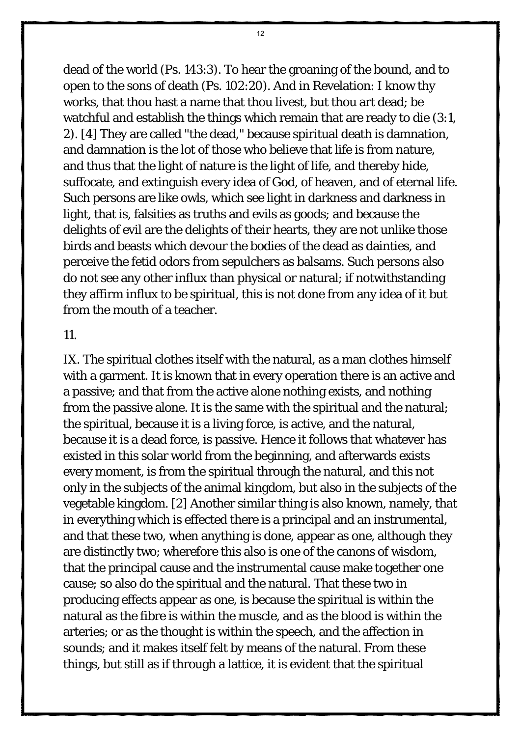dead of the world (Ps. 143:3). To hear the groaning of the bound, and to open to the sons of death (Ps. 102:20). And in Revelation: I know thy works, that thou hast a name that thou livest, but thou art dead; be watchful and establish the things which remain that are ready to die (3:1, 2). [4] They are called "the dead," because spiritual death is damnation, and damnation is the lot of those who believe that life is from nature, and thus that the light of nature is the light of life, and thereby hide, suffocate, and extinguish every idea of God, of heaven, and of eternal life. Such persons are like owls, which see light in darkness and darkness in light, that is, falsities as truths and evils as goods; and because the delights of evil are the delights of their hearts, they are not unlike those birds and beasts which devour the bodies of the dead as dainties, and perceive the fetid odors from sepulchers as balsams. Such persons also do not see any other influx than physical or natural; if notwithstanding they affirm influx to be spiritual, this is not done from any idea of it but from the mouth of a teacher.

11.

IX. The spiritual clothes itself with the natural, as a man clothes himself with a garment. It is known that in every operation there is an active and a passive; and that from the active alone nothing exists, and nothing from the passive alone. It is the same with the spiritual and the natural; the spiritual, because it is a living force, is active, and the natural, because it is a dead force, is passive. Hence it follows that whatever has existed in this solar world from the beginning, and afterwards exists every moment, is from the spiritual through the natural, and this not only in the subjects of the animal kingdom, but also in the subjects of the vegetable kingdom. [2] Another similar thing is also known, namely, that in everything which is effected there is a principal and an instrumental, and that these two, when anything is done, appear as one, although they are distinctly two; wherefore this also is one of the canons of wisdom, that the principal cause and the instrumental cause make together one cause; so also do the spiritual and the natural. That these two in producing effects appear as one, is because the spiritual is within the natural as the fibre is within the muscle, and as the blood is within the arteries; or as the thought is within the speech, and the affection in sounds; and it makes itself felt by means of the natural. From these things, but still as if through a lattice, it is evident that the spiritual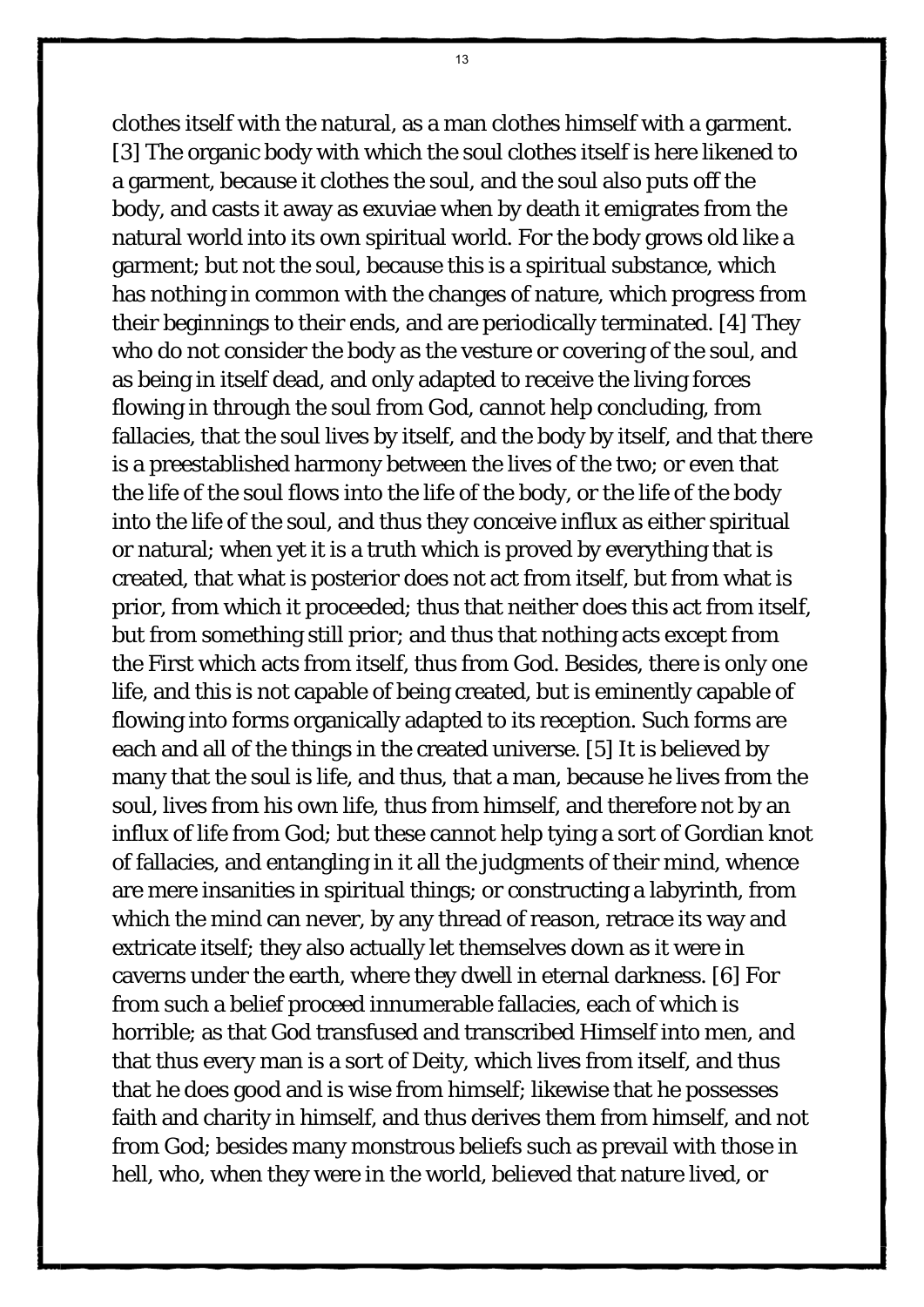clothes itself with the natural, as a man clothes himself with a garment. [3] The organic body with which the soul clothes itself is here likened to a garment, because it clothes the soul, and the soul also puts off the body, and casts it away as exuviae when by death it emigrates from the natural world into its own spiritual world. For the body grows old like a garment; but not the soul, because this is a spiritual substance, which has nothing in common with the changes of nature, which progress from their beginnings to their ends, and are periodically terminated. [4] They who do not consider the body as the vesture or covering of the soul, and as being in itself dead, and only adapted to receive the living forces flowing in through the soul from God, cannot help concluding, from fallacies, that the soul lives by itself, and the body by itself, and that there is a preestablished harmony between the lives of the two; or even that the life of the soul flows into the life of the body, or the life of the body into the life of the soul, and thus they conceive influx as either spiritual or natural; when yet it is a truth which is proved by everything that is created, that what is posterior does not act from itself, but from what is prior, from which it proceeded; thus that neither does this act from itself, but from something still prior; and thus that nothing acts except from the First which acts from itself, thus from God. Besides, there is only one life, and this is not capable of being created, but is eminently capable of flowing into forms organically adapted to its reception. Such forms are each and all of the things in the created universe. [5] It is believed by many that the soul is life, and thus, that a man, because he lives from the soul, lives from his own life, thus from himself, and therefore not by an influx of life from God; but these cannot help tying a sort of Gordian knot of fallacies, and entangling in it all the judgments of their mind, whence are mere insanities in spiritual things; or constructing a labyrinth, from which the mind can never, by any thread of reason, retrace its way and extricate itself; they also actually let themselves down as it were in caverns under the earth, where they dwell in eternal darkness. [6] For from such a belief proceed innumerable fallacies, each of which is horrible; as that God transfused and transcribed Himself into men, and that thus every man is a sort of Deity, which lives from itself, and thus that he does good and is wise from himself; likewise that he possesses faith and charity in himself, and thus derives them from himself, and not from God; besides many monstrous beliefs such as prevail with those in hell, who, when they were in the world, believed that nature lived, or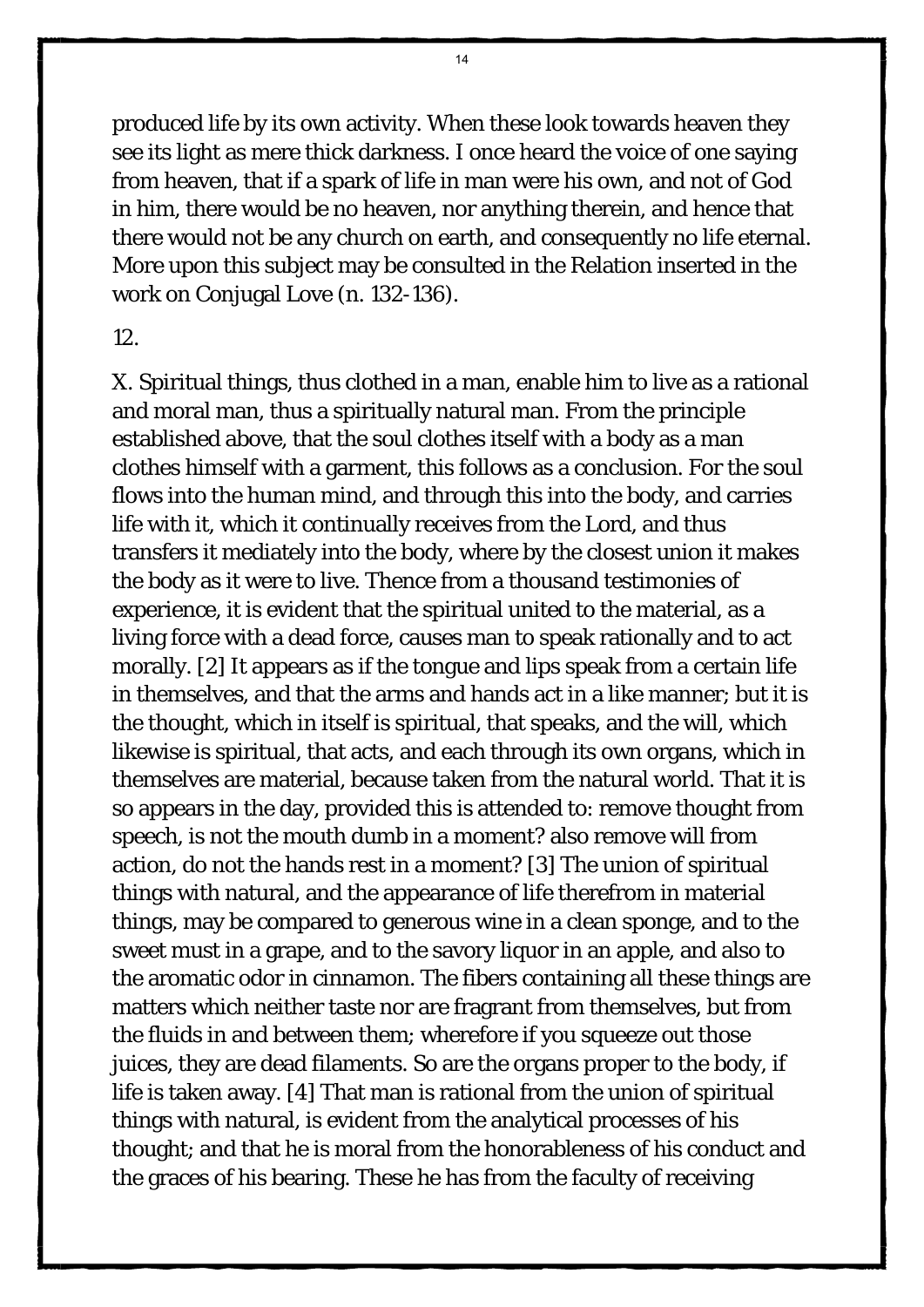produced life by its own activity. When these look towards heaven they see its light as mere thick darkness. I once heard the voice of one saying from heaven, that if a spark of life in man were his own, and not of God in him, there would be no heaven, nor anything therein, and hence that there would not be any church on earth, and consequently no life eternal. More upon this subject may be consulted in the Relation inserted in the work on Conjugal Love (n. 132-136).

12.

X. Spiritual things, thus clothed in a man, enable him to live as a rational and moral man, thus a spiritually natural man. From the principle established above, that the soul clothes itself with a body as a man clothes himself with a garment, this follows as a conclusion. For the soul flows into the human mind, and through this into the body, and carries life with it, which it continually receives from the Lord, and thus transfers it mediately into the body, where by the closest union it makes the body as it were to live. Thence from a thousand testimonies of experience, it is evident that the spiritual united to the material, as a living force with a dead force, causes man to speak rationally and to act morally. [2] It appears as if the tongue and lips speak from a certain life in themselves, and that the arms and hands act in a like manner; but it is the thought, which in itself is spiritual, that speaks, and the will, which likewise is spiritual, that acts, and each through its own organs, which in themselves are material, because taken from the natural world. That it is so appears in the day, provided this is attended to: remove thought from speech, is not the mouth dumb in a moment? also remove will from action, do not the hands rest in a moment? [3] The union of spiritual things with natural, and the appearance of life therefrom in material things, may be compared to generous wine in a clean sponge, and to the sweet must in a grape, and to the savory liquor in an apple, and also to the aromatic odor in cinnamon. The fibers containing all these things are matters which neither taste nor are fragrant from themselves, but from the fluids in and between them; wherefore if you squeeze out those juices, they are dead filaments. So are the organs proper to the body, if life is taken away. [4] That man is rational from the union of spiritual things with natural, is evident from the analytical processes of his thought; and that he is moral from the honorableness of his conduct and the graces of his bearing. These he has from the faculty of receiving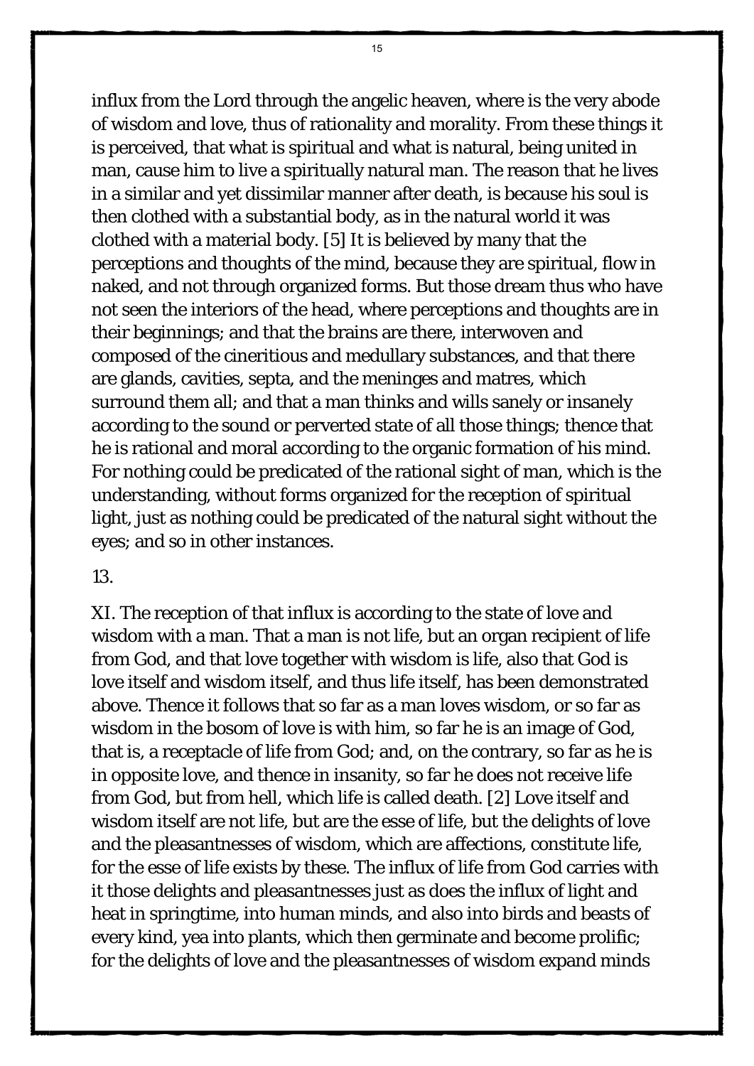influx from the Lord through the angelic heaven, where is the very abode of wisdom and love, thus of rationality and morality. From these things it is perceived, that what is spiritual and what is natural, being united in man, cause him to live a spiritually natural man. The reason that he lives in a similar and yet dissimilar manner after death, is because his soul is then clothed with a substantial body, as in the natural world it was clothed with a material body. [5] It is believed by many that the perceptions and thoughts of the mind, because they are spiritual, flow in naked, and not through organized forms. But those dream thus who have not seen the interiors of the head, where perceptions and thoughts are in their beginnings; and that the brains are there, interwoven and composed of the cineritious and medullary substances, and that there are glands, cavities, septa, and the meninges and matres, which surround them all; and that a man thinks and wills sanely or insanely according to the sound or perverted state of all those things; thence that he is rational and moral according to the organic formation of his mind. For nothing could be predicated of the rational sight of man, which is the understanding, without forms organized for the reception of spiritual light, just as nothing could be predicated of the natural sight without the eyes; and so in other instances.

13.

XI. The reception of that influx is according to the state of love and wisdom with a man. That a man is not life, but an organ recipient of life from God, and that love together with wisdom is life, also that God is love itself and wisdom itself, and thus life itself, has been demonstrated above. Thence it follows that so far as a man loves wisdom, or so far as wisdom in the bosom of love is with him, so far he is an image of God, that is, a receptacle of life from God; and, on the contrary, so far as he is in opposite love, and thence in insanity, so far he does not receive life from God, but from hell, which life is called death. [2] Love itself and wisdom itself are not life, but are the esse of life, but the delights of love and the pleasantnesses of wisdom, which are affections, constitute life, for the esse of life exists by these. The influx of life from God carries with it those delights and pleasantnesses just as does the influx of light and heat in springtime, into human minds, and also into birds and beasts of every kind, yea into plants, which then germinate and become prolific; for the delights of love and the pleasantnesses of wisdom expand minds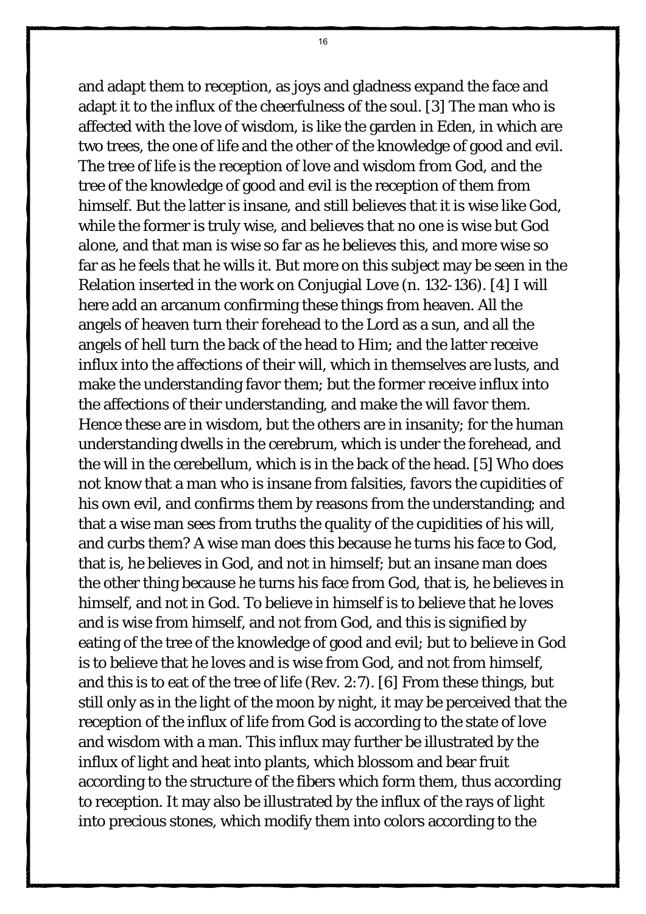and adapt them to reception, as joys and gladness expand the face and adapt it to the influx of the cheerfulness of the soul. [3] The man who is affected with the love of wisdom, is like the garden in Eden, in which are two trees, the one of life and the other of the knowledge of good and evil. The tree of life is the reception of love and wisdom from God, and the tree of the knowledge of good and evil is the reception of them from himself. But the latter is insane, and still believes that it is wise like God, while the former is truly wise, and believes that no one is wise but God alone, and that man is wise so far as he believes this, and more wise so far as he feels that he wills it. But more on this subject may be seen in the Relation inserted in the work on Conjugial Love (n. 132-136). [4] I will here add an arcanum confirming these things from heaven. All the angels of heaven turn their forehead to the Lord as a sun, and all the angels of hell turn the back of the head to Him; and the latter receive influx into the affections of their will, which in themselves are lusts, and make the understanding favor them; but the former receive influx into the affections of their understanding, and make the will favor them. Hence these are in wisdom, but the others are in insanity; for the human understanding dwells in the cerebrum, which is under the forehead, and the will in the cerebellum, which is in the back of the head. [5] Who does not know that a man who is insane from falsities, favors the cupidities of his own evil, and confirms them by reasons from the understanding; and that a wise man sees from truths the quality of the cupidities of his will, and curbs them? A wise man does this because he turns his face to God, that is, he believes in God, and not in himself; but an insane man does the other thing because he turns his face from God, that is, he believes in himself, and not in God. To believe in himself is to believe that he loves and is wise from himself, and not from God, and this is signified by eating of the tree of the knowledge of good and evil; but to believe in God is to believe that he loves and is wise from God, and not from himself, and this is to eat of the tree of life (Rev. 2:7). [6] From these things, but still only as in the light of the moon by night, it may be perceived that the reception of the influx of life from God is according to the state of love and wisdom with a man. This influx may further be illustrated by the influx of light and heat into plants, which blossom and bear fruit according to the structure of the fibers which form them, thus according to reception. It may also be illustrated by the influx of the rays of light into precious stones, which modify them into colors according to the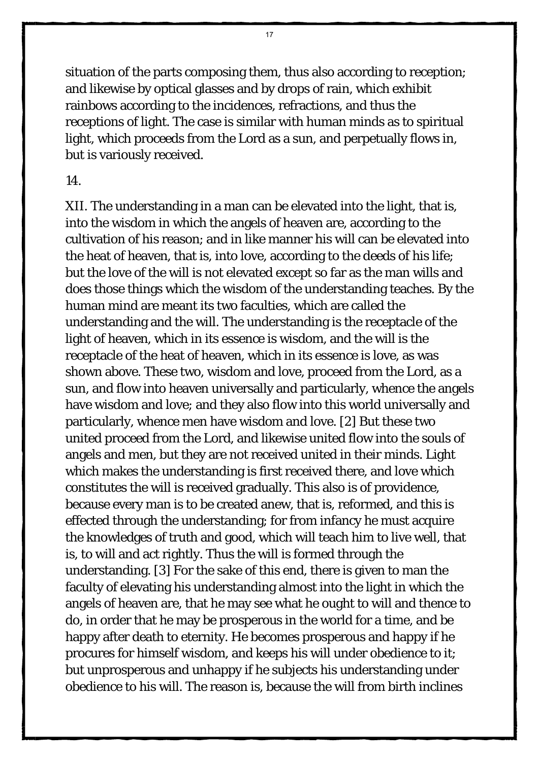situation of the parts composing them, thus also according to reception; and likewise by optical glasses and by drops of rain, which exhibit rainbows according to the incidences, refractions, and thus the receptions of light. The case is similar with human minds as to spiritual light, which proceeds from the Lord as a sun, and perpetually flows in, but is variously received.

14.

XII. The understanding in a man can be elevated into the light, that is, into the wisdom in which the angels of heaven are, according to the cultivation of his reason; and in like manner his will can be elevated into the heat of heaven, that is, into love, according to the deeds of his life; but the love of the will is not elevated except so far as the man wills and does those things which the wisdom of the understanding teaches. By the human mind are meant its two faculties, which are called the understanding and the will. The understanding is the receptacle of the light of heaven, which in its essence is wisdom, and the will is the receptacle of the heat of heaven, which in its essence is love, as was shown above. These two, wisdom and love, proceed from the Lord, as a sun, and flow into heaven universally and particularly, whence the angels have wisdom and love; and they also flow into this world universally and particularly, whence men have wisdom and love. [2] But these two united proceed from the Lord, and likewise united flow into the souls of angels and men, but they are not received united in their minds. Light which makes the understanding is first received there, and love which constitutes the will is received gradually. This also is of providence, because every man is to be created anew, that is, reformed, and this is effected through the understanding; for from infancy he must acquire the knowledges of truth and good, which will teach him to live well, that is, to will and act rightly. Thus the will is formed through the understanding. [3] For the sake of this end, there is given to man the faculty of elevating his understanding almost into the light in which the angels of heaven are, that he may see what he ought to will and thence to do, in order that he may be prosperous in the world for a time, and be happy after death to eternity. He becomes prosperous and happy if he procures for himself wisdom, and keeps his will under obedience to it; but unprosperous and unhappy if he subjects his understanding under obedience to his will. The reason is, because the will from birth inclines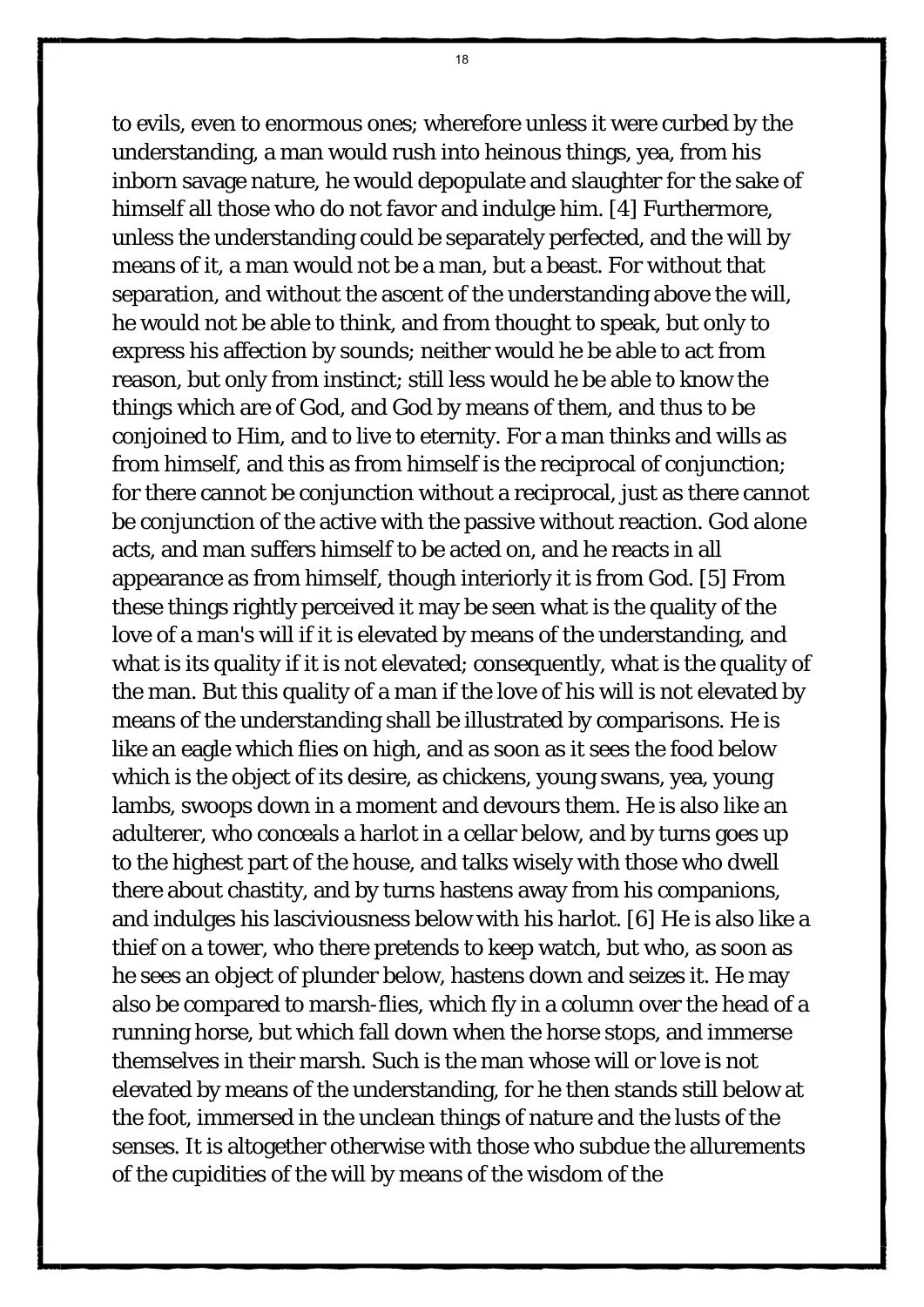to evils, even to enormous ones; wherefore unless it were curbed by the understanding, a man would rush into heinous things, yea, from his inborn savage nature, he would depopulate and slaughter for the sake of himself all those who do not favor and indulge him. [4] Furthermore, unless the understanding could be separately perfected, and the will by means of it, a man would not be a man, but a beast. For without that separation, and without the ascent of the understanding above the will, he would not be able to think, and from thought to speak, but only to express his affection by sounds; neither would he be able to act from reason, but only from instinct; still less would he be able to know the things which are of God, and God by means of them, and thus to be conjoined to Him, and to live to eternity. For a man thinks and wills as from himself, and this as from himself is the reciprocal of conjunction; for there cannot be conjunction without a reciprocal, just as there cannot be conjunction of the active with the passive without reaction. God alone acts, and man suffers himself to be acted on, and he reacts in all appearance as from himself, though interiorly it is from God. [5] From these things rightly perceived it may be seen what is the quality of the love of a man's will if it is elevated by means of the understanding, and what is its quality if it is not elevated; consequently, what is the quality of the man. But this quality of a man if the love of his will is not elevated by means of the understanding shall be illustrated by comparisons. He is like an eagle which flies on high, and as soon as it sees the food below which is the object of its desire, as chickens, young swans, yea, young lambs, swoops down in a moment and devours them. He is also like an adulterer, who conceals a harlot in a cellar below, and by turns goes up to the highest part of the house, and talks wisely with those who dwell there about chastity, and by turns hastens away from his companions, and indulges his lasciviousness below with his harlot. [6] He is also like a thief on a tower, who there pretends to keep watch, but who, as soon as he sees an object of plunder below, hastens down and seizes it. He may also be compared to marsh-flies, which fly in a column over the head of a running horse, but which fall down when the horse stops, and immerse themselves in their marsh. Such is the man whose will or love is not elevated by means of the understanding, for he then stands still below at the foot, immersed in the unclean things of nature and the lusts of the senses. It is altogether otherwise with those who subdue the allurements of the cupidities of the will by means of the wisdom of the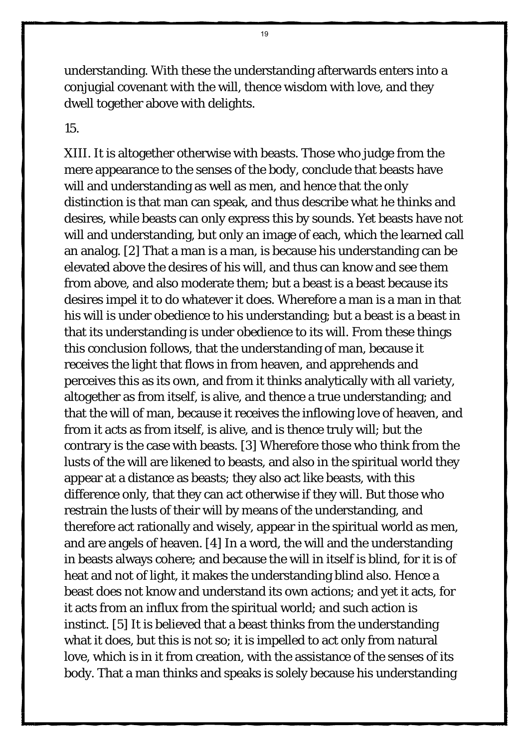understanding. With these the understanding afterwards enters into a conjugial covenant with the will, thence wisdom with love, and they dwell together above with delights.

15.

XIII. It is altogether otherwise with beasts. Those who judge from the mere appearance to the senses of the body, conclude that beasts have will and understanding as well as men, and hence that the only distinction is that man can speak, and thus describe what he thinks and desires, while beasts can only express this by sounds. Yet beasts have not will and understanding, but only an image of each, which the learned call an analog. [2] That a man is a man, is because his understanding can be elevated above the desires of his will, and thus can know and see them from above, and also moderate them; but a beast is a beast because its desires impel it to do whatever it does. Wherefore a man is a man in that his will is under obedience to his understanding; but a beast is a beast in that its understanding is under obedience to its will. From these things this conclusion follows, that the understanding of man, because it receives the light that flows in from heaven, and apprehends and perceives this as its own, and from it thinks analytically with all variety, altogether as from itself, is alive, and thence a true understanding; and that the will of man, because it receives the inflowing love of heaven, and from it acts as from itself, is alive, and is thence truly will; but the contrary is the case with beasts. [3] Wherefore those who think from the lusts of the will are likened to beasts, and also in the spiritual world they appear at a distance as beasts; they also act like beasts, with this difference only, that they can act otherwise if they will. But those who restrain the lusts of their will by means of the understanding, and therefore act rationally and wisely, appear in the spiritual world as men, and are angels of heaven. [4] In a word, the will and the understanding in beasts always cohere; and because the will in itself is blind, for it is of heat and not of light, it makes the understanding blind also. Hence a beast does not know and understand its own actions; and yet it acts, for it acts from an influx from the spiritual world; and such action is instinct. [5] It is believed that a beast thinks from the understanding what it does, but this is not so; it is impelled to act only from natural love, which is in it from creation, with the assistance of the senses of its body. That a man thinks and speaks is solely because his understanding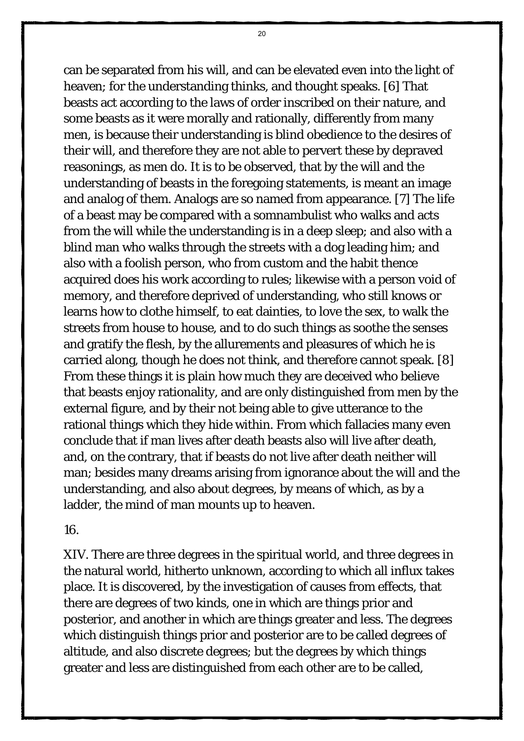can be separated from his will, and can be elevated even into the light of heaven; for the understanding thinks, and thought speaks. [6] That beasts act according to the laws of order inscribed on their nature, and some beasts as it were morally and rationally, differently from many men, is because their understanding is blind obedience to the desires of their will, and therefore they are not able to pervert these by depraved reasonings, as men do. It is to be observed, that by the will and the understanding of beasts in the foregoing statements, is meant an image and analog of them. Analogs are so named from appearance. [7] The life of a beast may be compared with a somnambulist who walks and acts from the will while the understanding is in a deep sleep; and also with a blind man who walks through the streets with a dog leading him; and also with a foolish person, who from custom and the habit thence acquired does his work according to rules; likewise with a person void of memory, and therefore deprived of understanding, who still knows or learns how to clothe himself, to eat dainties, to love the sex, to walk the streets from house to house, and to do such things as soothe the senses and gratify the flesh, by the allurements and pleasures of which he is carried along, though he does not think, and therefore cannot speak. [8] From these things it is plain how much they are deceived who believe that beasts enjoy rationality, and are only distinguished from men by the external figure, and by their not being able to give utterance to the rational things which they hide within. From which fallacies many even conclude that if man lives after death beasts also will live after death, and, on the contrary, that if beasts do not live after death neither will man; besides many dreams arising from ignorance about the will and the understanding, and also about degrees, by means of which, as by a ladder, the mind of man mounts up to heaven.

16.

XIV. There are three degrees in the spiritual world, and three degrees in the natural world, hitherto unknown, according to which all influx takes place. It is discovered, by the investigation of causes from effects, that there are degrees of two kinds, one in which are things prior and posterior, and another in which are things greater and less. The degrees which distinguish things prior and posterior are to be called degrees of altitude, and also discrete degrees; but the degrees by which things greater and less are distinguished from each other are to be called,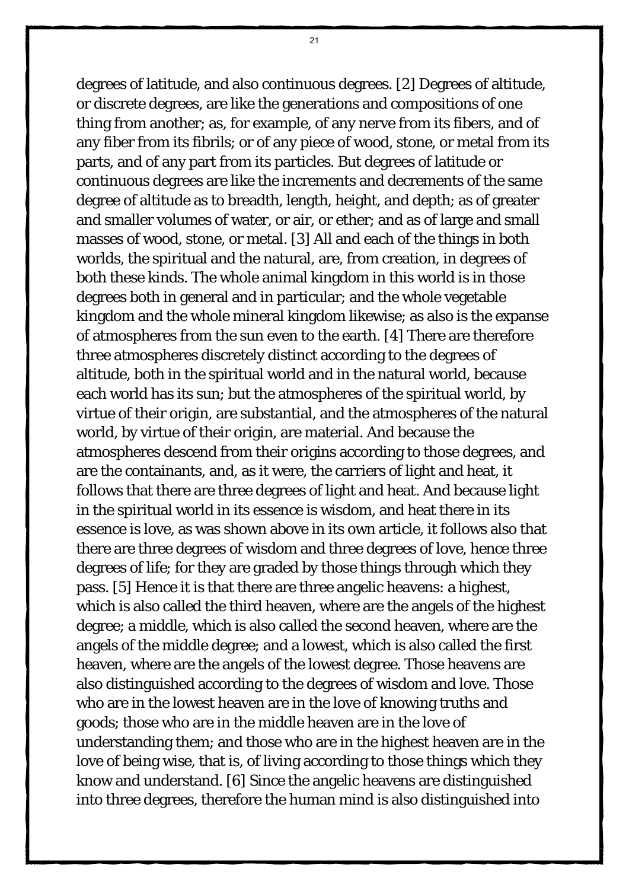degrees of latitude, and also continuous degrees. [2] Degrees of altitude, or discrete degrees, are like the generations and compositions of one thing from another; as, for example, of any nerve from its fibers, and of any fiber from its fibrils; or of any piece of wood, stone, or metal from its parts, and of any part from its particles. But degrees of latitude or continuous degrees are like the increments and decrements of the same degree of altitude as to breadth, length, height, and depth; as of greater and smaller volumes of water, or air, or ether; and as of large and small masses of wood, stone, or metal. [3] All and each of the things in both worlds, the spiritual and the natural, are, from creation, in degrees of both these kinds. The whole animal kingdom in this world is in those degrees both in general and in particular; and the whole vegetable kingdom and the whole mineral kingdom likewise; as also is the expanse of atmospheres from the sun even to the earth. [4] There are therefore three atmospheres discretely distinct according to the degrees of altitude, both in the spiritual world and in the natural world, because each world has its sun; but the atmospheres of the spiritual world, by virtue of their origin, are substantial, and the atmospheres of the natural world, by virtue of their origin, are material. And because the atmospheres descend from their origins according to those degrees, and are the containants, and, as it were, the carriers of light and heat, it follows that there are three degrees of light and heat. And because light in the spiritual world in its essence is wisdom, and heat there in its essence is love, as was shown above in its own article, it follows also that there are three degrees of wisdom and three degrees of love, hence three degrees of life; for they are graded by those things through which they pass. [5] Hence it is that there are three angelic heavens: a highest, which is also called the third heaven, where are the angels of the highest degree; a middle, which is also called the second heaven, where are the angels of the middle degree; and a lowest, which is also called the first heaven, where are the angels of the lowest degree. Those heavens are also distinguished according to the degrees of wisdom and love. Those who are in the lowest heaven are in the love of knowing truths and goods; those who are in the middle heaven are in the love of understanding them; and those who are in the highest heaven are in the love of being wise, that is, of living according to those things which they know and understand. [6] Since the angelic heavens are distinguished into three degrees, therefore the human mind is also distinguished into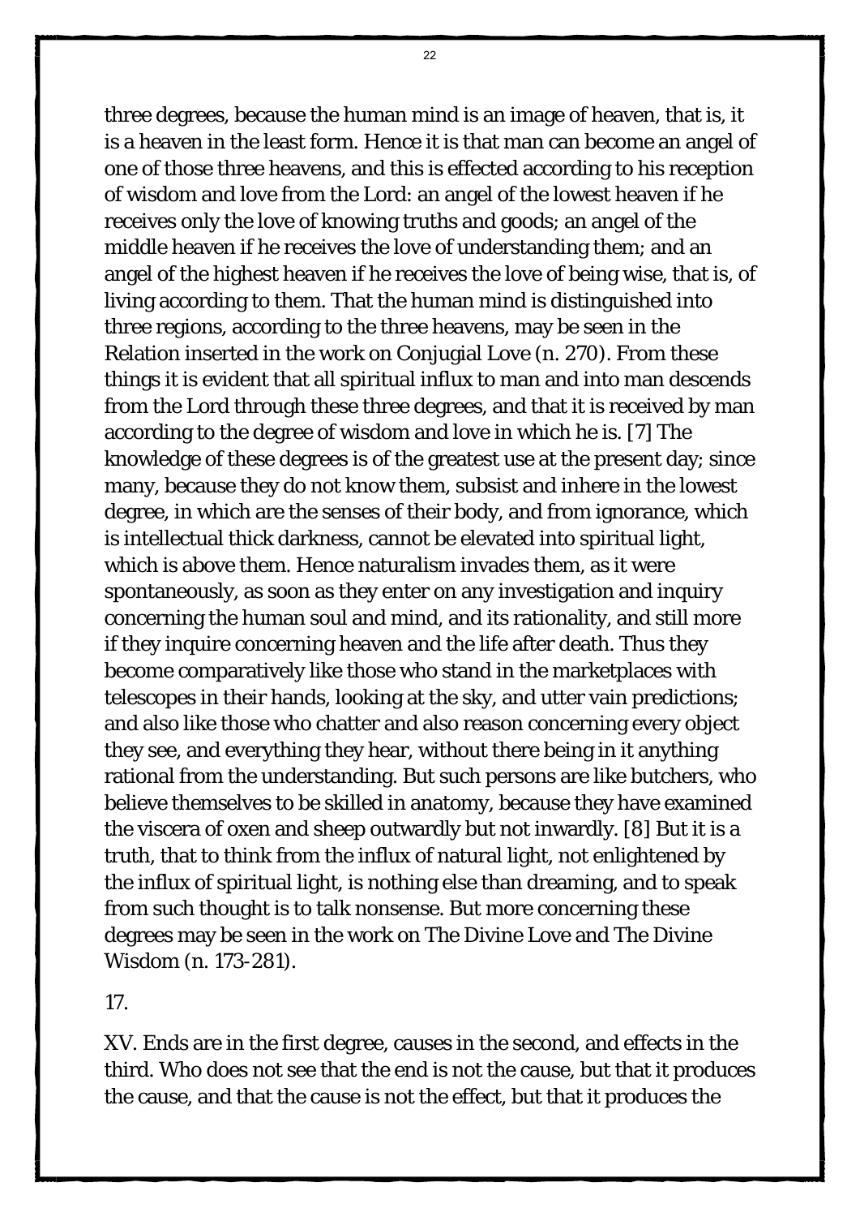three degrees, because the human mind is an image of heaven, that is, it is a heaven in the least form. Hence it is that man can become an angel of one of those three heavens, and this is effected according to his reception of wisdom and love from the Lord: an angel of the lowest heaven if he receives only the love of knowing truths and goods; an angel of the middle heaven if he receives the love of understanding them; and an angel of the highest heaven if he receives the love of being wise, that is, of living according to them. That the human mind is distinguished into three regions, according to the three heavens, may be seen in the Relation inserted in the work on Conjugial Love (n. 270). From these things it is evident that all spiritual influx to man and into man descends from the Lord through these three degrees, and that it is received by man according to the degree of wisdom and love in which he is. [7] The knowledge of these degrees is of the greatest use at the present day; since many, because they do not know them, subsist and inhere in the lowest degree, in which are the senses of their body, and from ignorance, which is intellectual thick darkness, cannot be elevated into spiritual light, which is above them. Hence naturalism invades them, as it were spontaneously, as soon as they enter on any investigation and inquiry concerning the human soul and mind, and its rationality, and still more if they inquire concerning heaven and the life after death. Thus they become comparatively like those who stand in the marketplaces with telescopes in their hands, looking at the sky, and utter vain predictions; and also like those who chatter and also reason concerning every object they see, and everything they hear, without there being in it anything rational from the understanding. But such persons are like butchers, who believe themselves to be skilled in anatomy, because they have examined the viscera of oxen and sheep outwardly but not inwardly. [8] But it is a truth, that to think from the influx of natural light, not enlightened by the influx of spiritual light, is nothing else than dreaming, and to speak from such thought is to talk nonsense. But more concerning these degrees may be seen in the work on The Divine Love and The Divine Wisdom (n. 173-281).

17.

XV. Ends are in the first degree, causes in the second, and effects in the third. Who does not see that the end is not the cause, but that it produces the cause, and that the cause is not the effect, but that it produces the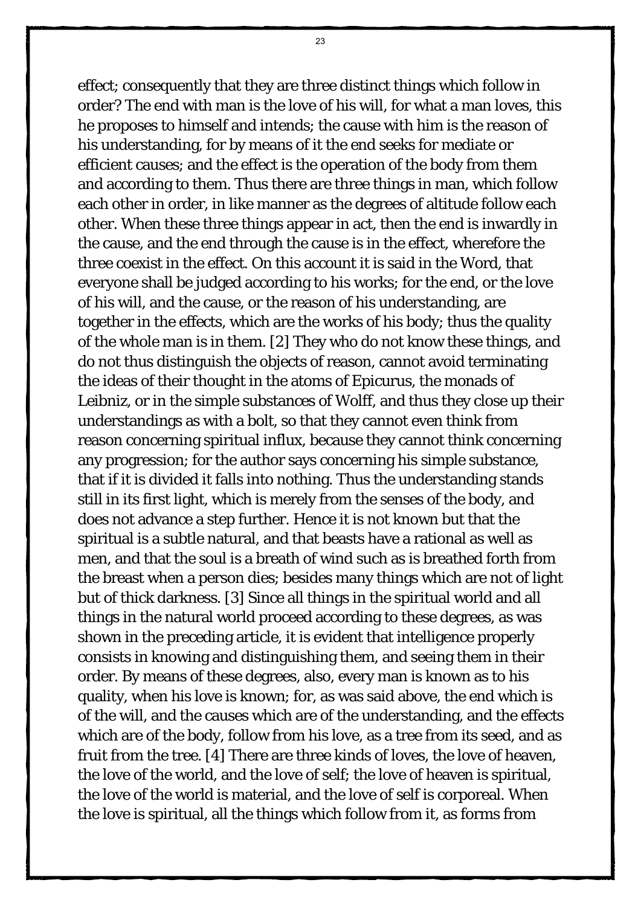effect; consequently that they are three distinct things which follow in order? The end with man is the love of his will, for what a man loves, this he proposes to himself and intends; the cause with him is the reason of his understanding, for by means of it the end seeks for mediate or efficient causes; and the effect is the operation of the body from them and according to them. Thus there are three things in man, which follow each other in order, in like manner as the degrees of altitude follow each other. When these three things appear in act, then the end is inwardly in the cause, and the end through the cause is in the effect, wherefore the three coexist in the effect. On this account it is said in the Word, that everyone shall be judged according to his works; for the end, or the love of his will, and the cause, or the reason of his understanding, are together in the effects, which are the works of his body; thus the quality of the whole man is in them. [2] They who do not know these things, and do not thus distinguish the objects of reason, cannot avoid terminating the ideas of their thought in the atoms of Epicurus, the monads of Leibniz, or in the simple substances of Wolff, and thus they close up their understandings as with a bolt, so that they cannot even think from reason concerning spiritual influx, because they cannot think concerning any progression; for the author says concerning his simple substance, that if it is divided it falls into nothing. Thus the understanding stands still in its first light, which is merely from the senses of the body, and does not advance a step further. Hence it is not known but that the spiritual is a subtle natural, and that beasts have a rational as well as men, and that the soul is a breath of wind such as is breathed forth from the breast when a person dies; besides many things which are not of light but of thick darkness. [3] Since all things in the spiritual world and all things in the natural world proceed according to these degrees, as was shown in the preceding article, it is evident that intelligence properly consists in knowing and distinguishing them, and seeing them in their order. By means of these degrees, also, every man is known as to his quality, when his love is known; for, as was said above, the end which is of the will, and the causes which are of the understanding, and the effects which are of the body, follow from his love, as a tree from its seed, and as fruit from the tree. [4] There are three kinds of loves, the love of heaven, the love of the world, and the love of self; the love of heaven is spiritual, the love of the world is material, and the love of self is corporeal. When the love is spiritual, all the things which follow from it, as forms from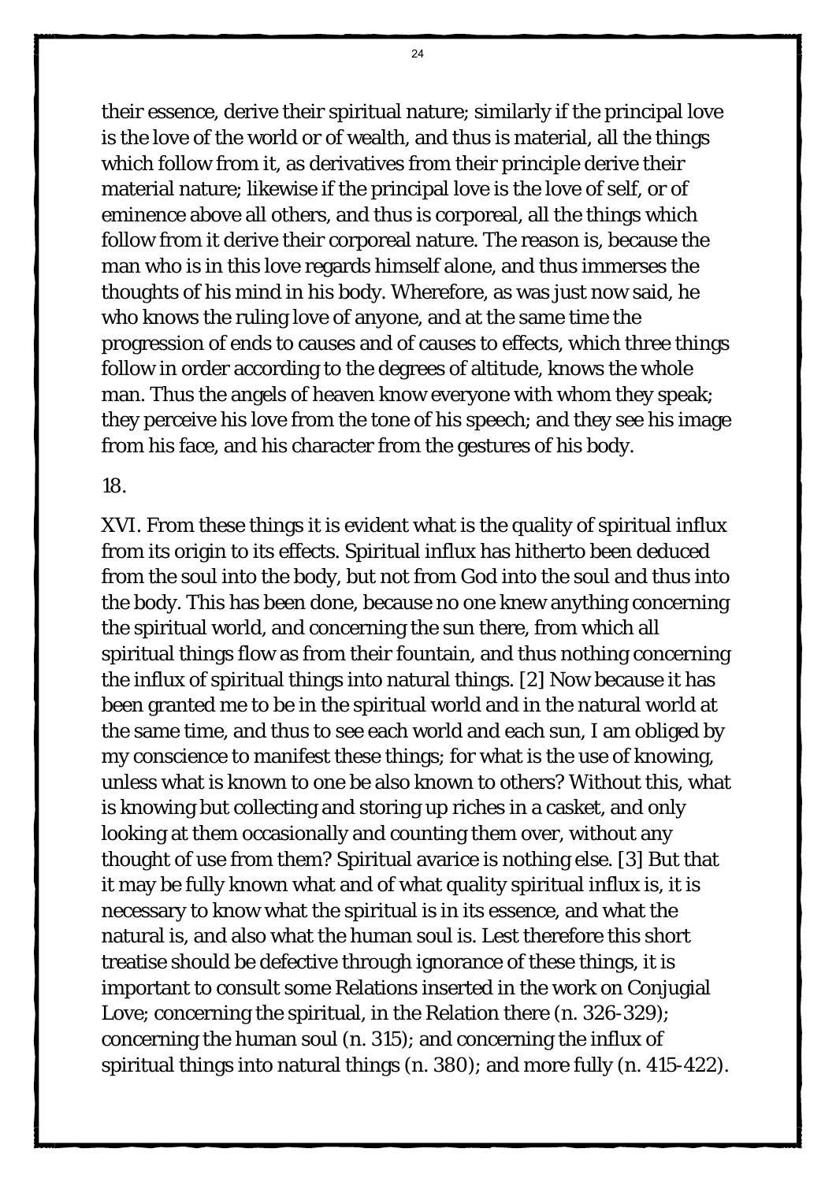their essence, derive their spiritual nature; similarly if the principal love is the love of the world or of wealth, and thus is material, all the things which follow from it, as derivatives from their principle derive their material nature; likewise if the principal love is the love of self, or of eminence above all others, and thus is corporeal, all the things which follow from it derive their corporeal nature. The reason is, because the man who is in this love regards himself alone, and thus immerses the thoughts of his mind in his body. Wherefore, as was just now said, he who knows the ruling love of anyone, and at the same time the progression of ends to causes and of causes to effects, which three things follow in order according to the degrees of altitude, knows the whole man. Thus the angels of heaven know everyone with whom they speak; they perceive his love from the tone of his speech; and they see his image from his face, and his character from the gestures of his body.

18.

XVI. From these things it is evident what is the quality of spiritual influx from its origin to its effects. Spiritual influx has hitherto been deduced from the soul into the body, but not from God into the soul and thus into the body. This has been done, because no one knew anything concerning the spiritual world, and concerning the sun there, from which all spiritual things flow as from their fountain, and thus nothing concerning the influx of spiritual things into natural things. [2] Now because it has been granted me to be in the spiritual world and in the natural world at the same time, and thus to see each world and each sun, I am obliged by my conscience to manifest these things; for what is the use of knowing, unless what is known to one be also known to others? Without this, what is knowing but collecting and storing up riches in a casket, and only looking at them occasionally and counting them over, without any thought of use from them? Spiritual avarice is nothing else. [3] But that it may be fully known what and of what quality spiritual influx is, it is necessary to know what the spiritual is in its essence, and what the natural is, and also what the human soul is. Lest therefore this short treatise should be defective through ignorance of these things, it is important to consult some Relations inserted in the work on Conjugial Love; concerning the spiritual, in the Relation there (n. 326-329); concerning the human soul (n. 315); and concerning the influx of spiritual things into natural things (n. 380); and more fully (n. 415-422).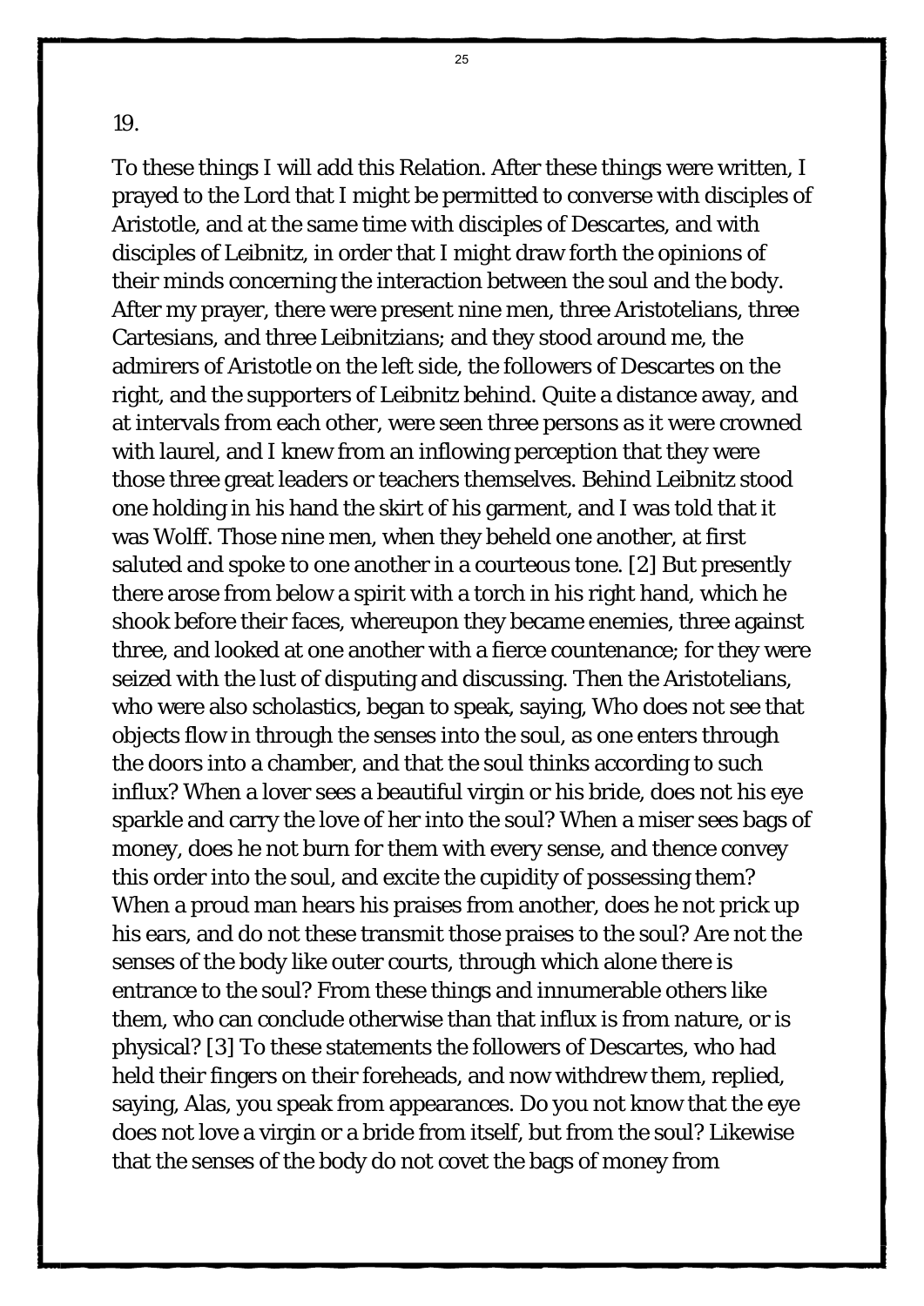19.

To these things I will add this Relation. After these things were written, I prayed to the Lord that I might be permitted to converse with disciples of Aristotle, and at the same time with disciples of Descartes, and with disciples of Leibnitz, in order that I might draw forth the opinions of their minds concerning the interaction between the soul and the body. After my prayer, there were present nine men, three Aristotelians, three Cartesians, and three Leibnitzians; and they stood around me, the admirers of Aristotle on the left side, the followers of Descartes on the right, and the supporters of Leibnitz behind. Quite a distance away, and at intervals from each other, were seen three persons as it were crowned with laurel, and I knew from an inflowing perception that they were those three great leaders or teachers themselves. Behind Leibnitz stood one holding in his hand the skirt of his garment, and I was told that it was Wolff. Those nine men, when they beheld one another, at first saluted and spoke to one another in a courteous tone. [2] But presently there arose from below a spirit with a torch in his right hand, which he shook before their faces, whereupon they became enemies, three against three, and looked at one another with a fierce countenance; for they were seized with the lust of disputing and discussing. Then the Aristotelians, who were also scholastics, began to speak, saying, Who does not see that objects flow in through the senses into the soul, as one enters through the doors into a chamber, and that the soul thinks according to such influx? When a lover sees a beautiful virgin or his bride, does not his eye sparkle and carry the love of her into the soul? When a miser sees bags of money, does he not burn for them with every sense, and thence convey this order into the soul, and excite the cupidity of possessing them? When a proud man hears his praises from another, does he not prick up his ears, and do not these transmit those praises to the soul? Are not the senses of the body like outer courts, through which alone there is entrance to the soul? From these things and innumerable others like them, who can conclude otherwise than that influx is from nature, or is physical? [3] To these statements the followers of Descartes, who had held their fingers on their foreheads, and now withdrew them, replied, saying, Alas, you speak from appearances. Do you not know that the eye does not love a virgin or a bride from itself, but from the soul? Likewise that the senses of the body do not covet the bags of money from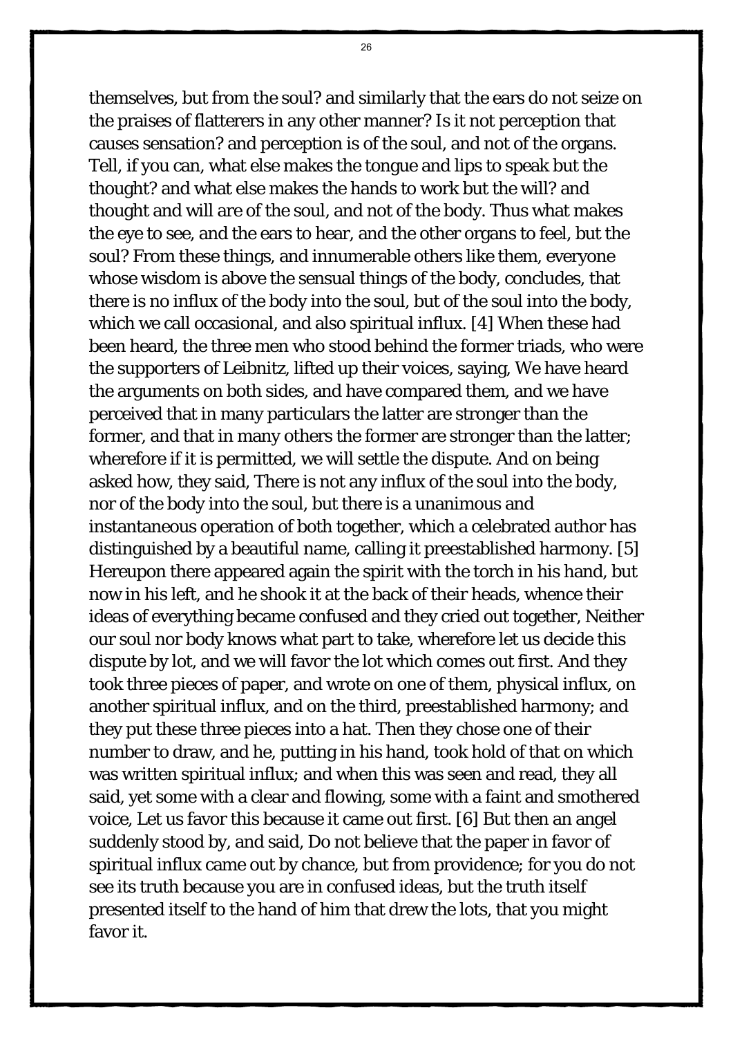themselves, but from the soul? and similarly that the ears do not seize on the praises of flatterers in any other manner? Is it not perception that causes sensation? and perception is of the soul, and not of the organs. Tell, if you can, what else makes the tongue and lips to speak but the thought? and what else makes the hands to work but the will? and thought and will are of the soul, and not of the body. Thus what makes the eye to see, and the ears to hear, and the other organs to feel, but the soul? From these things, and innumerable others like them, everyone whose wisdom is above the sensual things of the body, concludes, that there is no influx of the body into the soul, but of the soul into the body, which we call occasional, and also spiritual influx. [4] When these had been heard, the three men who stood behind the former triads, who were the supporters of Leibnitz, lifted up their voices, saying, We have heard the arguments on both sides, and have compared them, and we have perceived that in many particulars the latter are stronger than the former, and that in many others the former are stronger than the latter; wherefore if it is permitted, we will settle the dispute. And on being asked how, they said, There is not any influx of the soul into the body, nor of the body into the soul, but there is a unanimous and instantaneous operation of both together, which a celebrated author has distinguished by a beautiful name, calling it preestablished harmony. [5] Hereupon there appeared again the spirit with the torch in his hand, but now in his left, and he shook it at the back of their heads, whence their ideas of everything became confused and they cried out together, Neither our soul nor body knows what part to take, wherefore let us decide this dispute by lot, and we will favor the lot which comes out first. And they took three pieces of paper, and wrote on one of them, physical influx, on another spiritual influx, and on the third, preestablished harmony; and they put these three pieces into a hat. Then they chose one of their number to draw, and he, putting in his hand, took hold of that on which was written spiritual influx; and when this was seen and read, they all said, yet some with a clear and flowing, some with a faint and smothered voice, Let us favor this because it came out first. [6] But then an angel suddenly stood by, and said, Do not believe that the paper in favor of spiritual influx came out by chance, but from providence; for you do not see its truth because you are in confused ideas, but the truth itself presented itself to the hand of him that drew the lots, that you might favor it.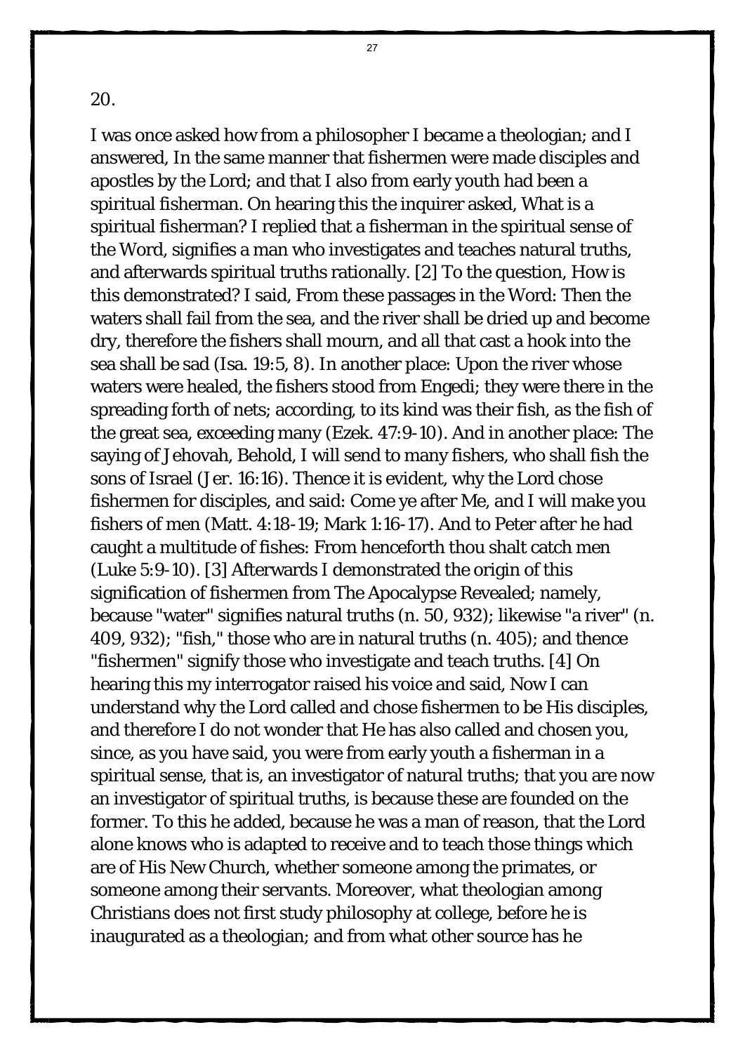20.

I was once asked how from a philosopher I became a theologian; and I answered, In the same manner that fishermen were made disciples and apostles by the Lord; and that I also from early youth had been a spiritual fisherman. On hearing this the inquirer asked, What is a spiritual fisherman? I replied that a fisherman in the spiritual sense of the Word, signifies a man who investigates and teaches natural truths, and afterwards spiritual truths rationally. [2] To the question, How is this demonstrated? I said, From these passages in the Word: Then the waters shall fail from the sea, and the river shall be dried up and become dry, therefore the fishers shall mourn, and all that cast a hook into the sea shall be sad (Isa. 19:5, 8). In another place: Upon the river whose waters were healed, the fishers stood from Engedi; they were there in the spreading forth of nets; according, to its kind was their fish, as the fish of the great sea, exceeding many (Ezek. 47:9-10). And in another place: The saying of Jehovah, Behold, I will send to many fishers, who shall fish the sons of Israel (Jer. 16:16). Thence it is evident, why the Lord chose fishermen for disciples, and said: Come ye after Me, and I will make you fishers of men (Matt. 4:18-19; Mark 1:16-17). And to Peter after he had caught a multitude of fishes: From henceforth thou shalt catch men (Luke 5:9-10). [3] Afterwards I demonstrated the origin of this signification of fishermen from The Apocalypse Revealed; namely, because "water" signifies natural truths (n. 50, 932); likewise "a river" (n. 409, 932); "fish," those who are in natural truths (n. 405); and thence "fishermen" signify those who investigate and teach truths. [4] On hearing this my interrogator raised his voice and said, Now I can understand why the Lord called and chose fishermen to be His disciples, and therefore I do not wonder that He has also called and chosen you, since, as you have said, you were from early youth a fisherman in a spiritual sense, that is, an investigator of natural truths; that you are now an investigator of spiritual truths, is because these are founded on the former. To this he added, because he was a man of reason, that the Lord alone knows who is adapted to receive and to teach those things which are of His New Church, whether someone among the primates, or someone among their servants. Moreover, what theologian among Christians does not first study philosophy at college, before he is inaugurated as a theologian; and from what other source has he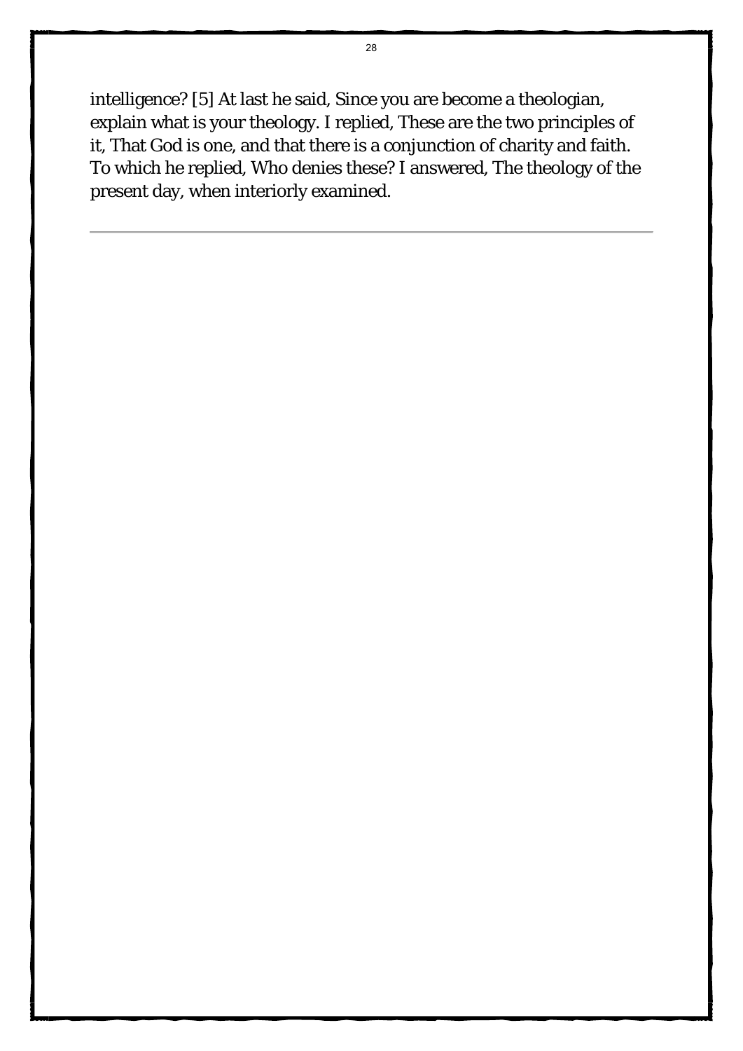intelligence? [5] At last he said, Since you are become a theologian, explain what is your theology. I replied, These are the two principles of it, That God is one, and that there is a conjunction of charity and faith. To which he replied, Who denies these? I answered, The theology of the present day, when interiorly examined.

---